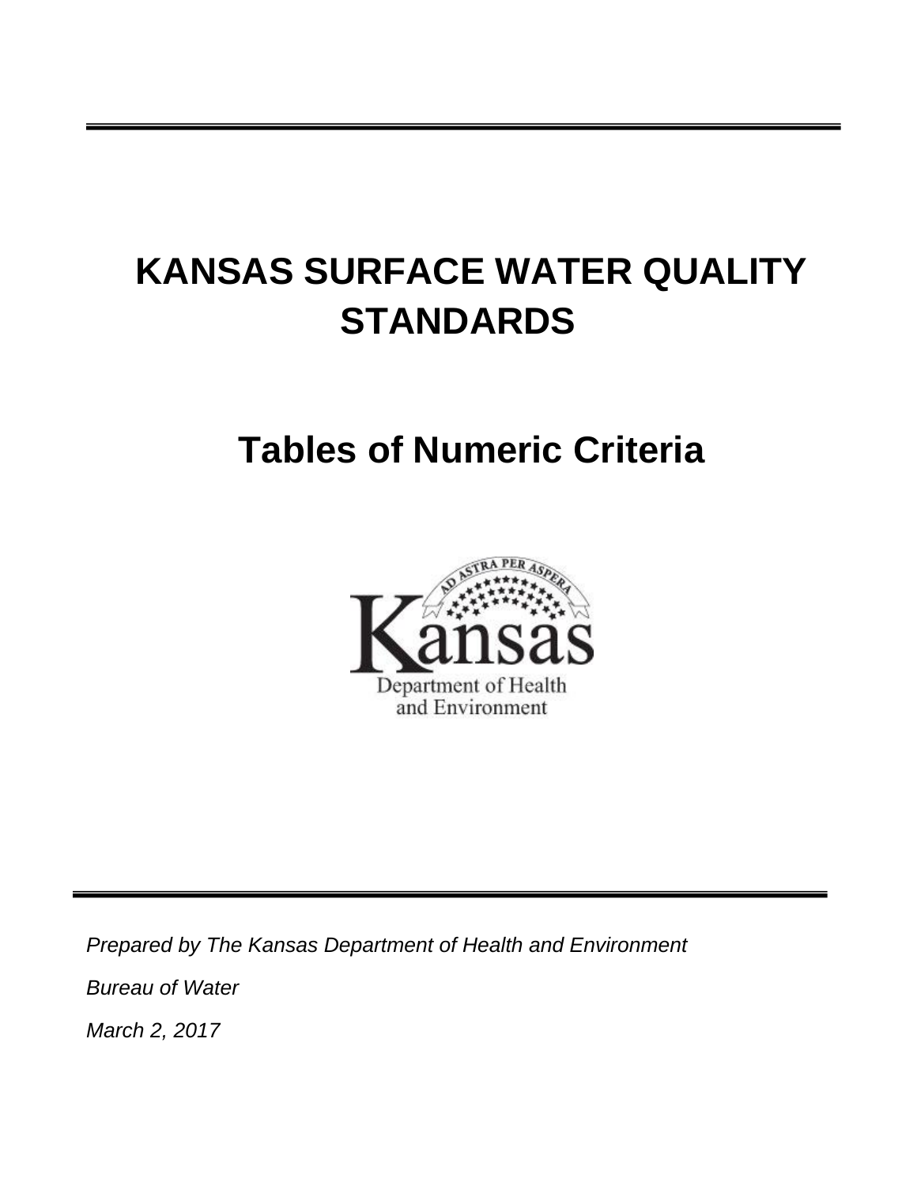# KANSAS SURFACE WATER QUALITY STANDARDS

## Tables of Numeric Criteria

*Prepared by The Kansas Department of Health and Environment*

*Bureau of Water*

*March 2, 2017*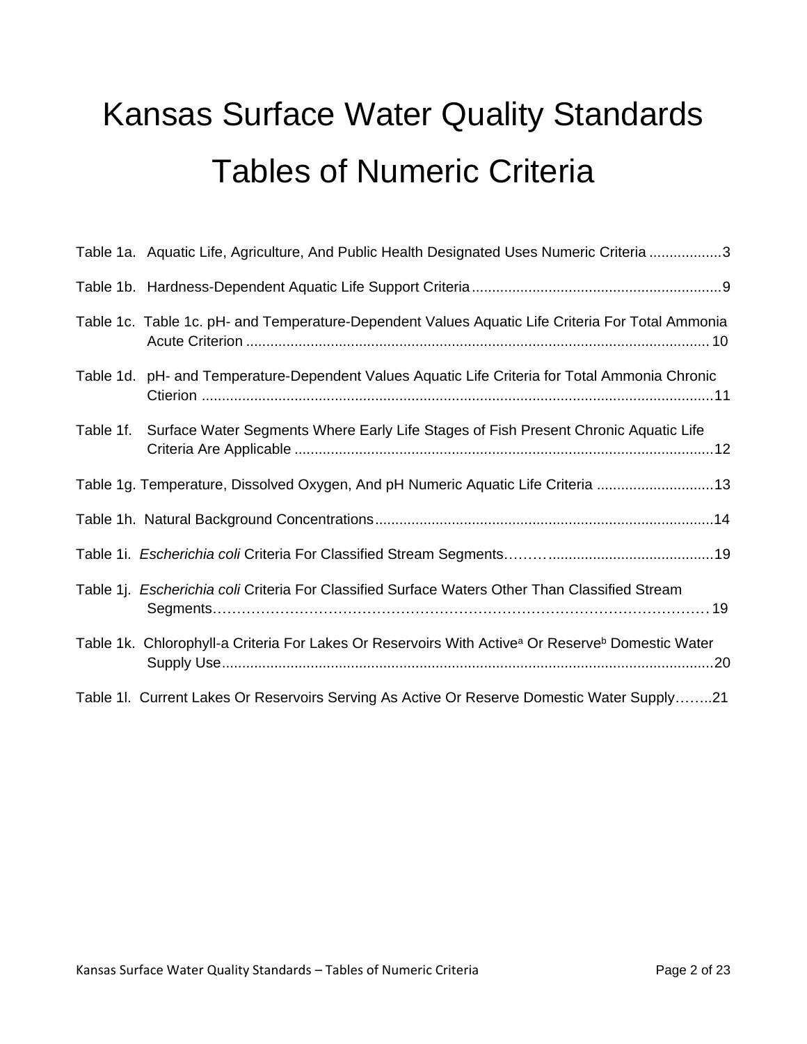# Kansas Surface Water Quality Standards

# Tables of Numeric Criteria

Table 1a. Aquatic Life, Agriculture, And Public Health Designated Uses Numeric Criteria ..................3

Table 1b. Hardness-Dependent Aquatic Life Support Criteria..............................................................9

Table 1c. Table 1c. pH- and Temperature-Dependent Values Aquatic Life Criteria For Total Ammonia Acute Criterion .................................................................................................................. 10

Table 1d. pH- and Temperature-Dependent Values Aquatic Life Criteria for Total Ammonia Chronic Ctierion ...............................................................................................................................11

Table 1f. Surface Water Segments Where Early Life Stages of Fish Present Chronic Aquatic Life Criteria Are Applicable ........................................................................................................12

Table 1g. Temperature, Dissolved Oxygen, And pH Numeric Aquatic Life Criteria .............................13

Table 1h. Natural Background Concentrations....................................................................................14

Table 1i. *Escherichia coli* Criteria For Classified Stream Segments……….........................................19

Table 1j. *Escherichia coli* Criteria For Classified Surface Waters Other Than Classified Stream Segments………………………………………………………………………………………… 19

Table 1k. Chlorophyll-a Criteria For Lakes Or Reservoirs With Active[a] Or Reserve[b] Domestic Water Supply Use.........................................................................................................................20

Table 1l. Current Lakes Or Reservoirs Serving As Active Or Reserve Domestic Water Supply……..21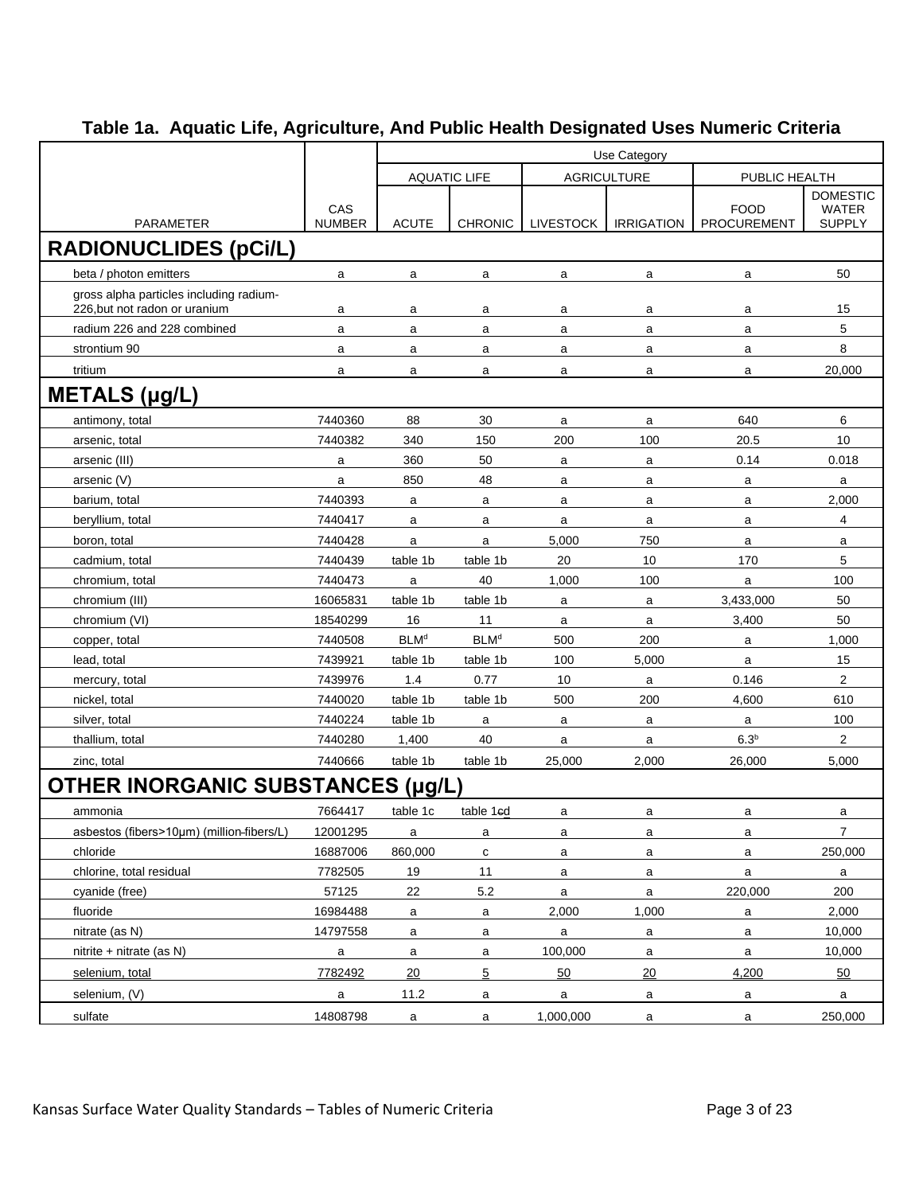## Table 1a. Aquatic Life, Agriculture, And Public Health Designated Uses Numeric Criteria

| PARAMETER | CAS NUMBER | Use Category: AQUATIC LIFE ACUTE | AQUATIC LIFE CHRONIC | AGRICULTURE LIVESTOCK | AGRICULTURE IRRIGATION | PUBLIC HEALTH FOOD PROCUREMENT | PUBLIC HEALTH DOMESTIC WATER SUPPLY |
|---|---|---|---|---|---|---|---|
| **RADIONUCLIDES (pCi/L)** | | | | | | | |
| beta / photon emitters | a | a | a | a | a | a | 50 |
| gross alpha particles including radium-226,but not radon or uranium | a | a | a | a | a | a | 15 |
| radium 226 and 228 combined | a | a | a | a | a | a | 5 |
| strontium 90 | a | a | a | a | a | a | 8 |
| tritium | a | a | a | a | a | a | 20,000 |
| **METALS (µg/L)** | | | | | | | |
| antimony, total | 7440360 | 88 | 30 | a | a | 640 | 6 |
| arsenic, total | 7440382 | 340 | 150 | 200 | 100 | 20.5 | 10 |
| arsenic (III) | a | 360 | 50 | a | a | 0.14 | 0.018 |
| arsenic (V) | a | 850 | 48 | a | a | a | a |
| barium, total | 7440393 | a | a | a | a | a | 2,000 |
| beryllium, total | 7440417 | a | a | a | a | a | 4 |
| boron, total | 7440428 | a | a | 5,000 | 750 | a | a |
| cadmium, total | 7440439 | table 1b | table 1b | 20 | 10 | 170 | 5 |
| chromium, total | 7440473 | a | 40 | 1,000 | 100 | a | 100 |
| chromium (III) | 16065831 | table 1b | table 1b | a | a | 3,433,000 | 50 |
| chromium (VI) | 18540299 | 16 | 11 | a | a | 3,400 | 50 |
| copper, total | 7440508 | BLM[d] | BLM[d] | 500 | 200 | a | 1,000 |
| lead, total | 7439921 | table 1b | table 1b | 100 | 5,000 | a | 15 |
| mercury, total | 7439976 | 1.4 | 0.77 | 10 | a | 0.146 | 2 |
| nickel, total | 7440020 | table 1b | table 1b | 500 | 200 | 4,600 | 610 |
| silver, total | 7440224 | table 1b | a | a | a | a | 100 |
| thallium, total | 7440280 | 1,400 | 40 | a | a | 6.3[b] | 2 |
| zinc, total | 7440666 | table 1b | table 1b | 25,000 | 2,000 | 26,000 | 5,000 |
| **OTHER INORGANIC SUBSTANCES (µg/L)** | | | | | | | |
| ammonia | 7664417 | table 1c | table 1~~c~~d | a | a | a | a |
| asbestos (fibers>10µm) (million-fibers/L) | 12001295 | a | a | a | a | a | 7 |
| chloride | 16887006 | 860,000 | c | a | a | a | 250,000 |
| chlorine, total residual | 7782505 | 19 | 11 | a | a | a | a |
| cyanide (free) | 57125 | 22 | 5.2 | a | a | 220,000 | 200 |
| fluoride | 16984488 | a | a | 2,000 | 1,000 | a | 2,000 |
| nitrate (as N) | 14797558 | a | a | a | a | a | 10,000 |
| nitrite + nitrate (as N) | a | a | a | 100,000 | a | a | 10,000 |
| selenium, total | 7782492 | 20 | 5 | 50 | 20 | 4,200 | 50 |
| selenium, (V) | a | 11.2 | a | a | a | a | a |
| sulfate | 14808798 | a | a | 1,000,000 | a | a | 250,000 |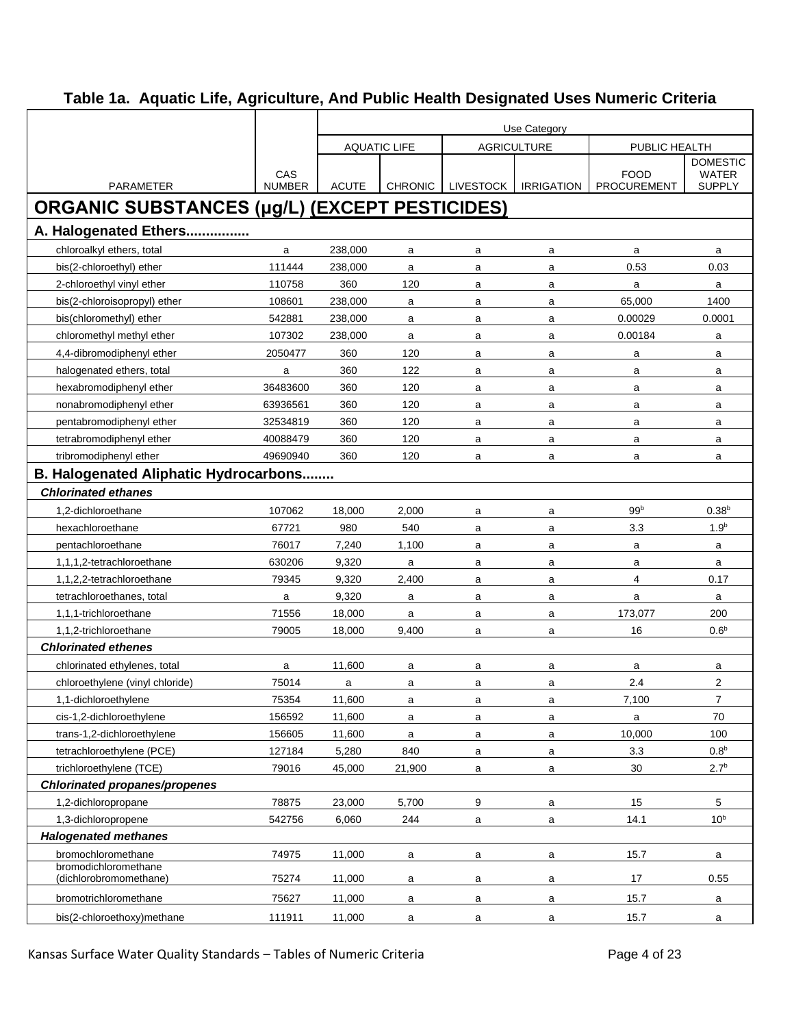## Table 1a. Aquatic Life, Agriculture, And Public Health Designated Uses Numeric Criteria

| | | Use Category | | | | | |
|---|---|---|---|---|---|---|---|
| | | AQUATIC LIFE | | AGRICULTURE | | PUBLIC HEALTH | |
| PARAMETER | CAS NUMBER | ACUTE | CHRONIC | LIVESTOCK | IRRIGATION | FOOD PROCUREMENT | DOMESTIC WATER SUPPLY |
| **ORGANIC SUBSTANCES (µg/L) (EXCEPT PESTICIDES)** | | | | | | | |
| **A. Halogenated Ethers................** | | | | | | | |
| chloroalkyl ethers, total | a | 238,000 | a | a | a | a | a |
| bis(2-chloroethyl) ether | 111444 | 238,000 | a | a | a | 0.53 | 0.03 |
| 2-chloroethyl vinyl ether | 110758 | 360 | 120 | a | a | a | a |
| bis(2-chloroisopropyl) ether | 108601 | 238,000 | a | a | a | 65,000 | 1400 |
| bis(chloromethyl) ether | 542881 | 238,000 | a | a | a | 0.00029 | 0.0001 |
| chloromethyl methyl ether | 107302 | 238,000 | a | a | a | 0.00184 | a |
| 4,4-dibromodiphenyl ether | 2050477 | 360 | 120 | a | a | a | a |
| halogenated ethers, total | a | 360 | 122 | a | a | a | a |
| hexabromodiphenyl ether | 36483600 | 360 | 120 | a | a | a | a |
| nonabromodiphenyl ether | 63936561 | 360 | 120 | a | a | a | a |
| pentabromodiphenyl ether | 32534819 | 360 | 120 | a | a | a | a |
| tetrabromodiphenyl ether | 40088479 | 360 | 120 | a | a | a | a |
| tribromodiphenyl ether | 49690940 | 360 | 120 | a | a | a | a |
| **B. Halogenated Aliphatic Hydrocarbons........** | | | | | | | |
| ***Chlorinated ethanes*** | | | | | | | |
| 1,2-dichloroethane | 107062 | 18,000 | 2,000 | a | a | 99[b] | 0.38[b] |
| hexachloroethane | 67721 | 980 | 540 | a | a | 3.3 | 1.9[b] |
| pentachloroethane | 76017 | 7,240 | 1,100 | a | a | a | a |
| 1,1,1,2-tetrachloroethane | 630206 | 9,320 | a | a | a | a | a |
| 1,1,2,2-tetrachloroethane | 79345 | 9,320 | 2,400 | a | a | 4 | 0.17 |
| tetrachloroethanes, total | a | 9,320 | a | a | a | a | a |
| 1,1,1-trichloroethane | 71556 | 18,000 | a | a | a | 173,077 | 200 |
| 1,1,2-trichloroethane | 79005 | 18,000 | 9,400 | a | a | 16 | 0.6[b] |
| ***Chlorinated ethenes*** | | | | | | | |
| chlorinated ethylenes, total | a | 11,600 | a | a | a | a | a |
| chloroethylene (vinyl chloride) | 75014 | a | a | a | a | 2.4 | 2 |
| 1,1-dichloroethylene | 75354 | 11,600 | a | a | a | 7,100 | 7 |
| cis-1,2-dichloroethylene | 156592 | 11,600 | a | a | a | a | 70 |
| trans-1,2-dichloroethylene | 156605 | 11,600 | a | a | a | 10,000 | 100 |
| tetrachloroethylene (PCE) | 127184 | 5,280 | 840 | a | a | 3.3 | 0.8[b] |
| trichloroethylene (TCE) | 79016 | 45,000 | 21,900 | a | a | 30 | 2.7[b] |
| ***Chlorinated propanes/propenes*** | | | | | | | |
| 1,2-dichloropropane | 78875 | 23,000 | 5,700 | 9 | a | 15 | 5 |
| 1,3-dichloropropene | 542756 | 6,060 | 244 | a | a | 14.1 | 10[b] |
| ***Halogenated methanes*** | | | | | | | |
| bromochloromethane | 74975 | 11,000 | a | a | a | 15.7 | a |
| bromodichloromethane (dichlorobromomethane) | 75274 | 11,000 | a | a | a | 17 | 0.55 |
| bromotrichloromethane | 75627 | 11,000 | a | a | a | 15.7 | a |
| bis(2-chloroethoxy)methane | 111911 | 11,000 | a | a | a | 15.7 | a |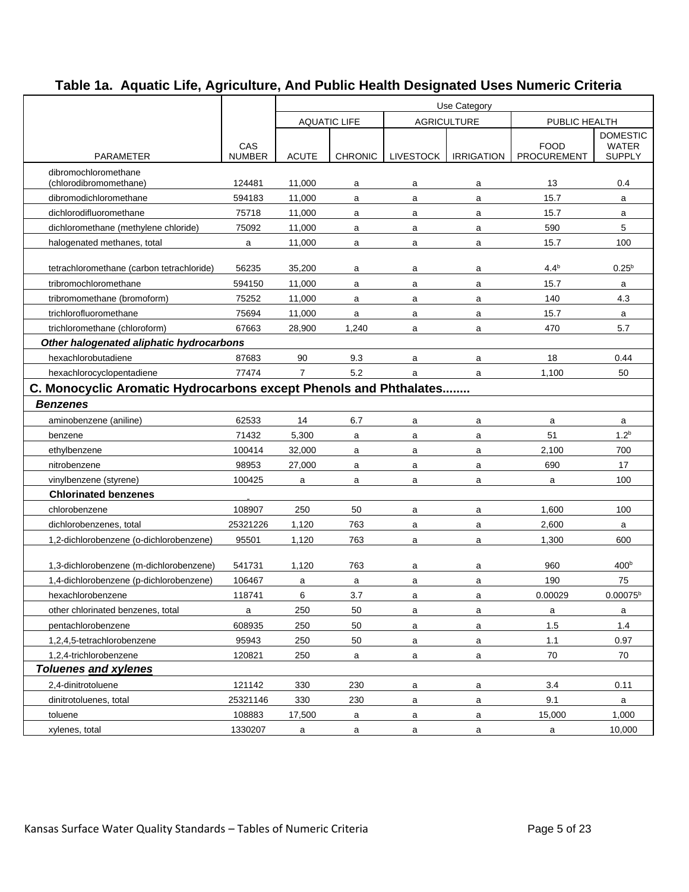## Table 1a. Aquatic Life, Agriculture, And Public Health Designated Uses Numeric Criteria

| PARAMETER | CAS NUMBER | Use Category: AQUATIC LIFE ACUTE | Use Category: AQUATIC LIFE CHRONIC | Use Category: AGRICULTURE LIVESTOCK | Use Category: AGRICULTURE IRRIGATION | Use Category: PUBLIC HEALTH FOOD PROCUREMENT | Use Category: PUBLIC HEALTH DOMESTIC WATER SUPPLY |
|---|---|---|---|---|---|---|---|
| dibromochloromethane (chlorodibromomethane) | 124481 | 11,000 | a | a | a | 13 | 0.4 |
| dibromodichloromethane | 594183 | 11,000 | a | a | a | 15.7 | a |
| dichlorodifluoromethane | 75718 | 11,000 | a | a | a | 15.7 | a |
| dichloromethane (methylene chloride) | 75092 | 11,000 | a | a | a | 590 | 5 |
| halogenated methanes, total | a | 11,000 | a | a | a | 15.7 | 100 |
| tetrachloromethane (carbon tetrachloride) | 56235 | 35,200 | a | a | a | 4.4[b] | 0.25[b] |
| tribromochloromethane | 594150 | 11,000 | a | a | a | 15.7 | a |
| tribromomethane (bromoform) | 75252 | 11,000 | a | a | a | 140 | 4.3 |
| trichlorofluoromethane | 75694 | 11,000 | a | a | a | 15.7 | a |
| trichloromethane (chloroform) | 67663 | 28,900 | 1,240 | a | a | 470 | 5.7 |
| ***Other halogenated aliphatic hydrocarbons*** | | | | | | | |
| hexachlorobutadiene | 87683 | 90 | 9.3 | a | a | 18 | 0.44 |
| hexachlorocyclopentadiene | 77474 | 7 | 5.2 | a | a | 1,100 | 50 |
| **C. Monocyclic Aromatic Hydrocarbons except Phenols and Phthalates........** | | | | | | | |
| ***Benzenes*** | | | | | | | |
| aminobenzene (aniline) | 62533 | 14 | 6.7 | a | a | a | a |
| benzene | 71432 | 5,300 | a | a | a | 51 | 1.2[b] |
| ethylbenzene | 100414 | 32,000 | a | a | a | 2,100 | 700 |
| nitrobenzene | 98953 | 27,000 | a | a | a | 690 | 17 |
| vinylbenzene (styrene) | 100425 | a | a | a | a | a | 100 |
| **Chlorinated benzenes** | | | | | | | |
| chlorobenzene | 108907 | 250 | 50 | a | a | 1,600 | 100 |
| dichlorobenzenes, total | 25321226 | 1,120 | 763 | a | a | 2,600 | a |
| 1,2-dichlorobenzene (o-dichlorobenzene) | 95501 | 1,120 | 763 | a | a | 1,300 | 600 |
| 1,3-dichlorobenzene (m-dichlorobenzene) | 541731 | 1,120 | 763 | a | a | 960 | 400[b] |
| 1,4-dichlorobenzene (p-dichlorobenzene) | 106467 | a | a | a | a | 190 | 75 |
| hexachlorobenzene | 118741 | 6 | 3.7 | a | a | 0.00029 | 0.00075[b] |
| other chlorinated benzenes, total | a | 250 | 50 | a | a | a | a |
| pentachlorobenzene | 608935 | 250 | 50 | a | a | 1.5 | 1.4 |
| 1,2,4,5-tetrachlorobenzene | 95943 | 250 | 50 | a | a | 1.1 | 0.97 |
| 1,2,4-trichlorobenzene | 120821 | 250 | a | a | a | 70 | 70 |
| ***Toluenes and xylenes*** | | | | | | | |
| 2,4-dinitrotoluene | 121142 | 330 | 230 | a | a | 3.4 | 0.11 |
| dinitrotoluenes, total | 25321146 | 330 | 230 | a | a | 9.1 | a |
| toluene | 108883 | 17,500 | a | a | a | 15,000 | 1,000 |
| xylenes, total | 1330207 | a | a | a | a | a | 10,000 |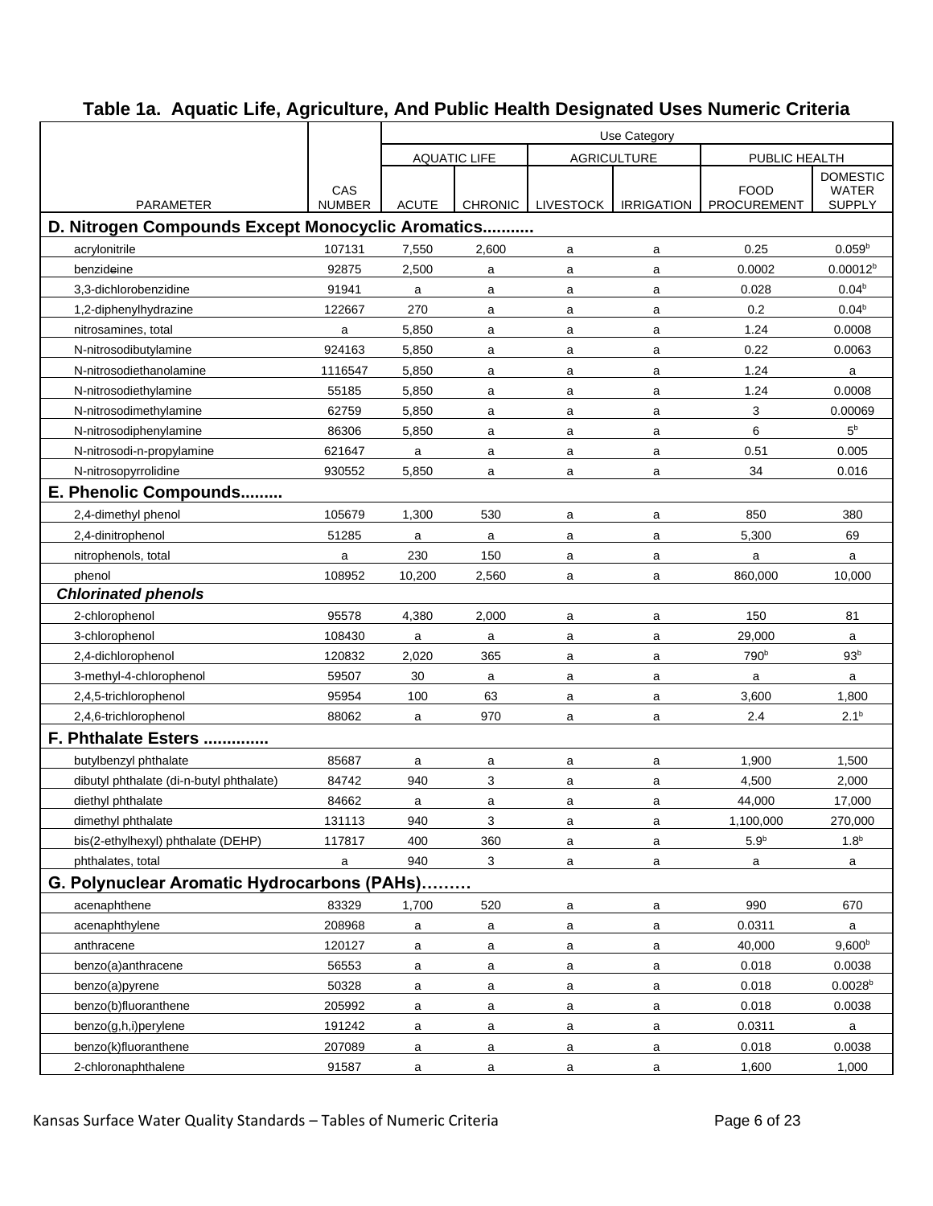## Table 1a. Aquatic Life, Agriculture, And Public Health Designated Uses Numeric Criteria

| PARAMETER | CAS NUMBER | Use Category: AQUATIC LIFE – ACUTE | AQUATIC LIFE – CHRONIC | AGRICULTURE – LIVESTOCK | AGRICULTURE – IRRIGATION | PUBLIC HEALTH – FOOD PROCUREMENT | PUBLIC HEALTH – DOMESTIC WATER SUPPLY |
|---|---|---|---|---|---|---|---|
| **D. Nitrogen Compounds Except Monocyclic Aromatics...........** | | | | | | | |
| acrylonitrile | 107131 | 7,550 | 2,600 | a | a | 0.25 | 0.059[b] |
| benzideine | 92875 | 2,500 | a | a | a | 0.0002 | 0.00012[b] |
| 3,3-dichlorobenzidine | 91941 | a | a | a | a | 0.028 | 0.04[b] |
| 1,2-diphenylhydrazine | 122667 | 270 | a | a | a | 0.2 | 0.04[b] |
| nitrosamines, total | a | 5,850 | a | a | a | 1.24 | 0.0008 |
| N-nitrosodibutylamine | 924163 | 5,850 | a | a | a | 0.22 | 0.0063 |
| N-nitrosodiethanolamine | 1116547 | 5,850 | a | a | a | 1.24 | a |
| N-nitrosodiethylamine | 55185 | 5,850 | a | a | a | 1.24 | 0.0008 |
| N-nitrosodimethylamine | 62759 | 5,850 | a | a | a | 3 | 0.00069 |
| N-nitrosodiphenylamine | 86306 | 5,850 | a | a | a | 6 | 5[b] |
| N-nitrosodi-n-propylamine | 621647 | a | a | a | a | 0.51 | 0.005 |
| N-nitrosopyrrolidine | 930552 | 5,850 | a | a | a | 34 | 0.016 |
| **E. Phenolic Compounds.........** | | | | | | | |
| 2,4-dimethyl phenol | 105679 | 1,300 | 530 | a | a | 850 | 380 |
| 2,4-dinitrophenol | 51285 | a | a | a | a | 5,300 | 69 |
| nitrophenols, total | a | 230 | 150 | a | a | a | a |
| phenol | 108952 | 10,200 | 2,560 | a | a | 860,000 | 10,000 |
| ***Chlorinated phenols*** | | | | | | | |
| 2-chlorophenol | 95578 | 4,380 | 2,000 | a | a | 150 | 81 |
| 3-chlorophenol | 108430 | a | a | a | a | 29,000 | a |
| 2,4-dichlorophenol | 120832 | 2,020 | 365 | a | a | 790[b] | 93[b] |
| 3-methyl-4-chlorophenol | 59507 | 30 | a | a | a | a | a |
| 2,4,5-trichlorophenol | 95954 | 100 | 63 | a | a | 3,600 | 1,800 |
| 2,4,6-trichlorophenol | 88062 | a | 970 | a | a | 2.4 | 2.1[b] |
| **F. Phthalate Esters ..............** | | | | | | | |
| butylbenzyl phthalate | 85687 | a | a | a | a | 1,900 | 1,500 |
| dibutyl phthalate (di-n-butyl phthalate) | 84742 | 940 | 3 | a | a | 4,500 | 2,000 |
| diethyl phthalate | 84662 | a | a | a | a | 44,000 | 17,000 |
| dimethyl phthalate | 131113 | 940 | 3 | a | a | 1,100,000 | 270,000 |
| bis(2-ethylhexyl) phthalate (DEHP) | 117817 | 400 | 360 | a | a | 5.9[b] | 1.8[b] |
| phthalates, total | a | 940 | 3 | a | a | a | a |
| **G. Polynuclear Aromatic Hydrocarbons (PAHs)………** | | | | | | | |
| acenaphthene | 83329 | 1,700 | 520 | a | a | 990 | 670 |
| acenaphthylene | 208968 | a | a | a | a | 0.0311 | a |
| anthracene | 120127 | a | a | a | a | 40,000 | 9,600[b] |
| benzo(a)anthracene | 56553 | a | a | a | a | 0.018 | 0.0038 |
| benzo(a)pyrene | 50328 | a | a | a | a | 0.018 | 0.0028[b] |
| benzo(b)fluoranthene | 205992 | a | a | a | a | 0.018 | 0.0038 |
| benzo(g,h,i)perylene | 191242 | a | a | a | a | 0.0311 | a |
| benzo(k)fluoranthene | 207089 | a | a | a | a | 0.018 | 0.0038 |
| 2-chloronaphthalene | 91587 | a | a | a | a | 1,600 | 1,000 |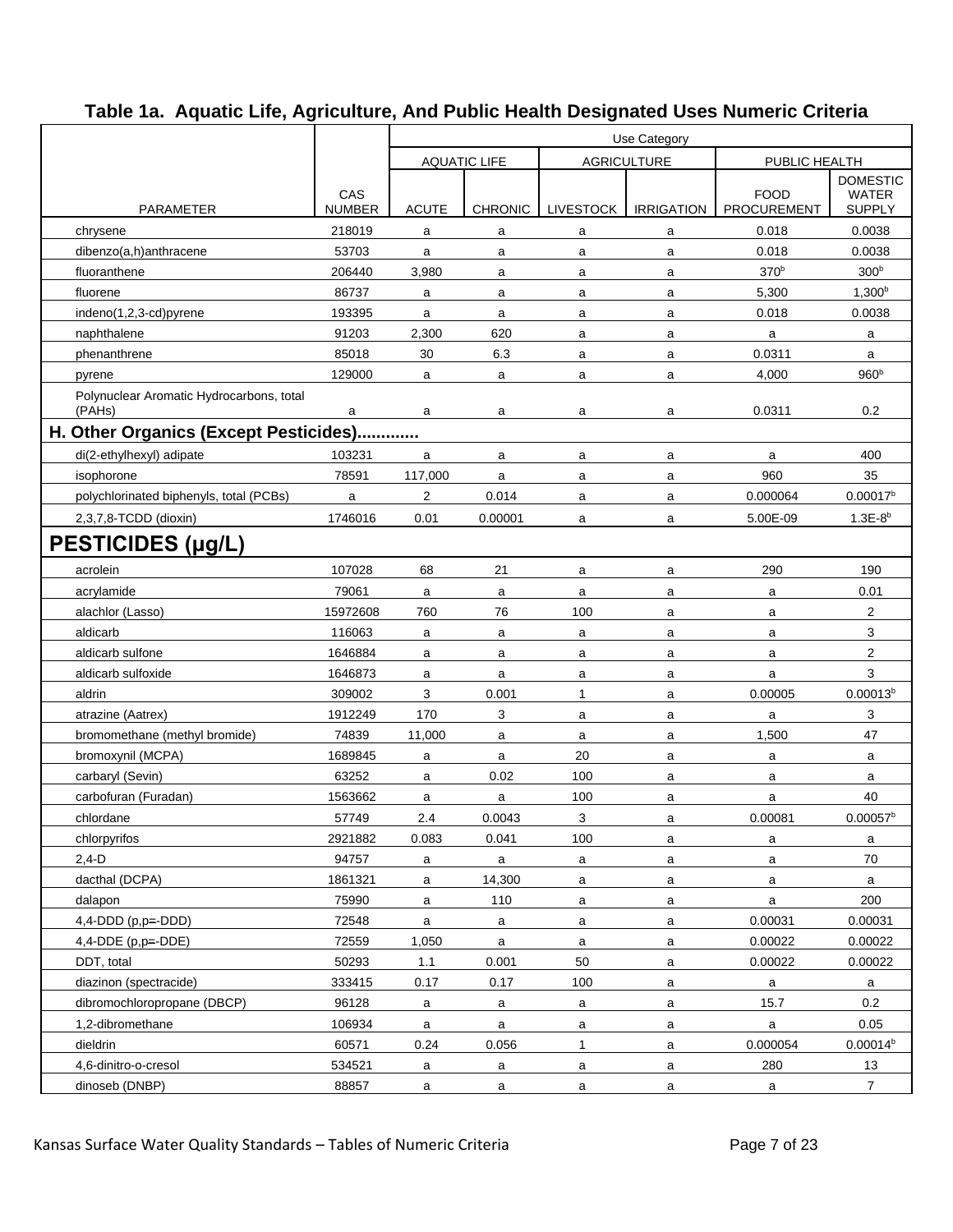## Table 1a. Aquatic Life, Agriculture, And Public Health Designated Uses Numeric Criteria

| | | Use Category | | | | | |
|---|---|---|---|---|---|---|---|
| | | AQUATIC LIFE | | AGRICULTURE | | PUBLIC HEALTH | |
| PARAMETER | CAS NUMBER | ACUTE | CHRONIC | LIVESTOCK | IRRIGATION | FOOD PROCUREMENT | DOMESTIC WATER SUPPLY |
| chrysene | 218019 | a | a | a | a | 0.018 | 0.0038 |
| dibenzo(a,h)anthracene | 53703 | a | a | a | a | 0.018 | 0.0038 |
| fluoranthene | 206440 | 3,980 | a | a | a | 370[b] | 300[b] |
| fluorene | 86737 | a | a | a | a | 5,300 | 1,300[b] |
| indeno(1,2,3-cd)pyrene | 193395 | a | a | a | a | 0.018 | 0.0038 |
| naphthalene | 91203 | 2,300 | 620 | a | a | a | a |
| phenanthrene | 85018 | 30 | 6.3 | a | a | 0.0311 | a |
| pyrene | 129000 | a | a | a | a | 4,000 | 960[b] |
| Polynuclear Aromatic Hydrocarbons, total (PAHs) | a | a | a | a | a | 0.0311 | 0.2 |
| **H. Other Organics (Except Pesticides).............** | | | | | | | |
| di(2-ethylhexyl) adipate | 103231 | a | a | a | a | a | 400 |
| isophorone | 78591 | 117,000 | a | a | a | 960 | 35 |
| polychlorinated biphenyls, total (PCBs) | a | 2 | 0.014 | a | a | 0.000064 | 0.00017[b] |
| 2,3,7,8-TCDD (dioxin) | 1746016 | 0.01 | 0.00001 | a | a | 5.00E-09 | 1.3E-8[b] |
| **PESTICIDES (µg/L)** | | | | | | | |
| acrolein | 107028 | 68 | 21 | a | a | 290 | 190 |
| acrylamide | 79061 | a | a | a | a | a | 0.01 |
| alachlor (Lasso) | 15972608 | 760 | 76 | 100 | a | a | 2 |
| aldicarb | 116063 | a | a | a | a | a | 3 |
| aldicarb sulfone | 1646884 | a | a | a | a | a | 2 |
| aldicarb sulfoxide | 1646873 | a | a | a | a | a | 3 |
| aldrin | 309002 | 3 | 0.001 | 1 | a | 0.00005 | 0.00013[b] |
| atrazine (Aatrex) | 1912249 | 170 | 3 | a | a | a | 3 |
| bromomethane (methyl bromide) | 74839 | 11,000 | a | a | a | 1,500 | 47 |
| bromoxynil (MCPA) | 1689845 | a | a | 20 | a | a | a |
| carbaryl (Sevin) | 63252 | a | 0.02 | 100 | a | a | a |
| carbofuran (Furadan) | 1563662 | a | a | 100 | a | a | 40 |
| chlordane | 57749 | 2.4 | 0.0043 | 3 | a | 0.00081 | 0.00057[b] |
| chlorpyrifos | 2921882 | 0.083 | 0.041 | 100 | a | a | a |
| 2,4-D | 94757 | a | a | a | a | a | 70 |
| dacthal (DCPA) | 1861321 | a | 14,300 | a | a | a | a |
| dalapon | 75990 | a | 110 | a | a | a | 200 |
| 4,4-DDD (p,p=-DDD) | 72548 | a | a | a | a | 0.00031 | 0.00031 |
| 4,4-DDE (p,p=-DDE) | 72559 | 1,050 | a | a | a | 0.00022 | 0.00022 |
| DDT, total | 50293 | 1.1 | 0.001 | 50 | a | 0.00022 | 0.00022 |
| diazinon (spectracide) | 333415 | 0.17 | 0.17 | 100 | a | a | a |
| dibromochloropropane (DBCP) | 96128 | a | a | a | a | 15.7 | 0.2 |
| 1,2-dibromethane | 106934 | a | a | a | a | a | 0.05 |
| dieldrin | 60571 | 0.24 | 0.056 | 1 | a | 0.000054 | 0.00014[b] |
| 4,6-dinitro-o-cresol | 534521 | a | a | a | a | 280 | 13 |
| dinoseb (DNBP) | 88857 | a | a | a | a | a | 7 |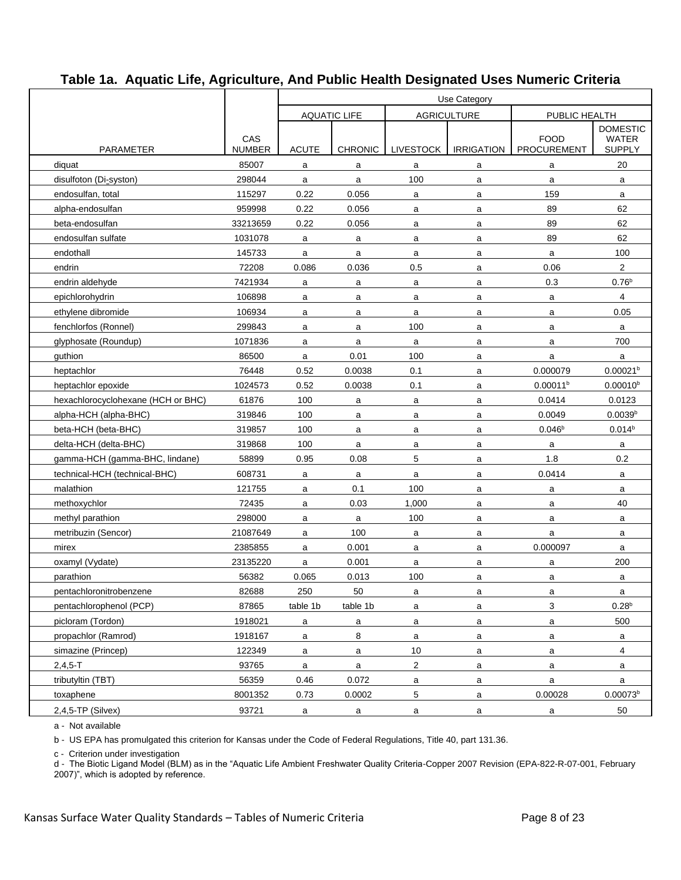## Table 1a. Aquatic Life, Agriculture, And Public Health Designated Uses Numeric Criteria

| PARAMETER | CAS NUMBER | Use Category | | | | | |
|---|---|---|---|---|---|---|---|
| | | AQUATIC LIFE | | AGRICULTURE | | PUBLIC HEALTH | |
| | | ACUTE | CHRONIC | LIVESTOCK | IRRIGATION | FOOD PROCUREMENT | DOMESTIC WATER SUPPLY |
| diquat | 85007 | a | a | a | a | a | 20 |
| disulfoton (Di-syston) | 298044 | a | a | 100 | a | a | a |
| endosulfan, total | 115297 | 0.22 | 0.056 | a | a | 159 | a |
| alpha-endosulfan | 959998 | 0.22 | 0.056 | a | a | 89 | 62 |
| beta-endosulfan | 33213659 | 0.22 | 0.056 | a | a | 89 | 62 |
| endosulfan sulfate | 1031078 | a | a | a | a | 89 | 62 |
| endothall | 145733 | a | a | a | a | a | 100 |
| endrin | 72208 | 0.086 | 0.036 | 0.5 | a | 0.06 | 2 |
| endrin aldehyde | 7421934 | a | a | a | a | 0.3 | 0.76[b] |
| epichlorohydrin | 106898 | a | a | a | a | a | 4 |
| ethylene dibromide | 106934 | a | a | a | a | a | 0.05 |
| fenchlorfos (Ronnel) | 299843 | a | a | 100 | a | a | a |
| glyphosate (Roundup) | 1071836 | a | a | a | a | a | 700 |
| guthion | 86500 | a | 0.01 | 100 | a | a | a |
| heptachlor | 76448 | 0.52 | 0.0038 | 0.1 | a | 0.000079 | 0.00021[b] |
| heptachlor epoxide | 1024573 | 0.52 | 0.0038 | 0.1 | a | 0.00011[b] | 0.00010[b] |
| hexachlorocyclohexane (HCH or BHC) | 61876 | 100 | a | a | a | 0.0414 | 0.0123 |
| alpha-HCH (alpha-BHC) | 319846 | 100 | a | a | a | 0.0049 | 0.0039[b] |
| beta-HCH (beta-BHC) | 319857 | 100 | a | a | a | 0.046[b] | 0.014[b] |
| delta-HCH (delta-BHC) | 319868 | 100 | a | a | a | a | a |
| gamma-HCH (gamma-BHC, lindane) | 58899 | 0.95 | 0.08 | 5 | a | 1.8 | 0.2 |
| technical-HCH (technical-BHC) | 608731 | a | a | a | a | 0.0414 | a |
| malathion | 121755 | a | 0.1 | 100 | a | a | a |
| methoxychlor | 72435 | a | 0.03 | 1,000 | a | a | 40 |
| methyl parathion | 298000 | a | a | 100 | a | a | a |
| metribuzin (Sencor) | 21087649 | a | 100 | a | a | a | a |
| mirex | 2385855 | a | 0.001 | a | a | 0.000097 | a |
| oxamyl (Vydate) | 23135220 | a | 0.001 | a | a | a | 200 |
| parathion | 56382 | 0.065 | 0.013 | 100 | a | a | a |
| pentachloronitrobenzene | 82688 | 250 | 50 | a | a | a | a |
| pentachlorophenol (PCP) | 87865 | table 1b | table 1b | a | a | 3 | 0.28[b] |
| picloram (Tordon) | 1918021 | a | a | a | a | a | 500 |
| propachlor (Ramrod) | 1918167 | a | 8 | a | a | a | a |
| simazine (Princep) | 122349 | a | a | 10 | a | a | 4 |
| 2,4,5-T | 93765 | a | a | 2 | a | a | a |
| tributyltin (TBT) | 56359 | 0.46 | 0.072 | a | a | a | a |
| toxaphene | 8001352 | 0.73 | 0.0002 | 5 | a | 0.00028 | 0.00073[b] |
| 2,4,5-TP (Silvex) | 93721 | a | a | a | a | a | 50 |

a - Not available

b - US EPA has promulgated this criterion for Kansas under the Code of Federal Regulations, Title 40, part 131.36.

c - Criterion under investigation

d - The Biotic Ligand Model (BLM) as in the "Aquatic Life Ambient Freshwater Quality Criteria-Copper 2007 Revision (EPA-822-R-07-001, February 2007)", which is adopted by reference.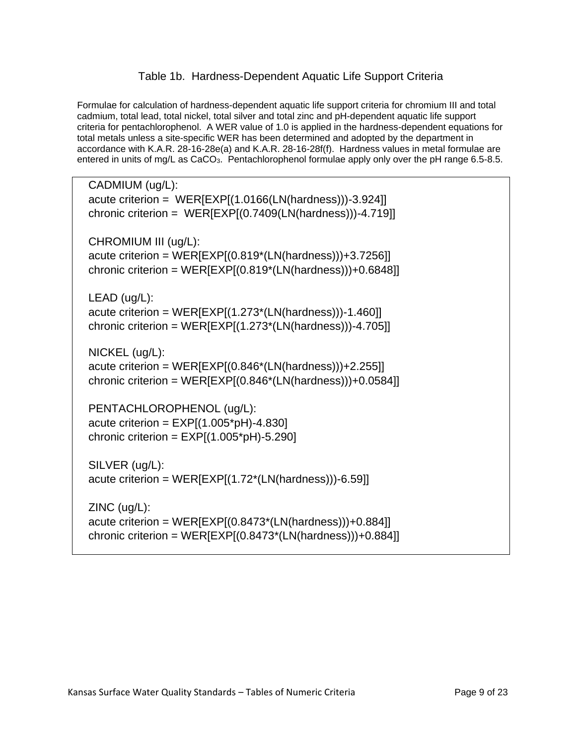# Table 1b. Hardness-Dependent Aquatic Life Support Criteria

Formulae for calculation of hardness-dependent aquatic life support criteria for chromium III and total cadmium, total lead, total nickel, total silver and total zinc and pH-dependent aquatic life support criteria for pentachlorophenol. A WER value of 1.0 is applied in the hardness-dependent equations for total metals unless a site-specific WER has been determined and adopted by the department in accordance with K.A.R. 28-16-28e(a) and K.A.R. 28-16-28f(f). Hardness values in metal formulae are entered in units of mg/L as $CaCO_3$. Pentachlorophenol formulae apply only over the pH range 6.5-8.5.

CADMIUM (ug/L):
acute criterion = WER[EXP[(1.0166(LN(hardness)))-3.924]]
chronic criterion = WER[EXP[(0.7409(LN(hardness)))-4.719]]

CHROMIUM III (ug/L):
acute criterion = WER[EXP[(0.819*(LN(hardness)))+3.7256]]
chronic criterion = WER[EXP[(0.819*(LN(hardness)))+0.6848]]

LEAD (ug/L):
acute criterion = WER[EXP[(1.273*(LN(hardness)))-1.460]]
chronic criterion = WER[EXP[(1.273*(LN(hardness)))-4.705]]

NICKEL (ug/L):
acute criterion = WER[EXP[(0.846*(LN(hardness)))+2.255]]
chronic criterion = WER[EXP[(0.846*(LN(hardness)))+0.0584]]

PENTACHLOROPHENOL (ug/L):
acute criterion = EXP[(1.005*pH)-4.830]
chronic criterion = EXP[(1.005*pH)-5.290]

SILVER (ug/L):
acute criterion = WER[EXP[(1.72*(LN(hardness)))-6.59]]

ZINC (ug/L):
acute criterion = WER[EXP[(0.8473*(LN(hardness)))+0.884]]
chronic criterion = WER[EXP[(0.8473*(LN(hardness)))+0.884]]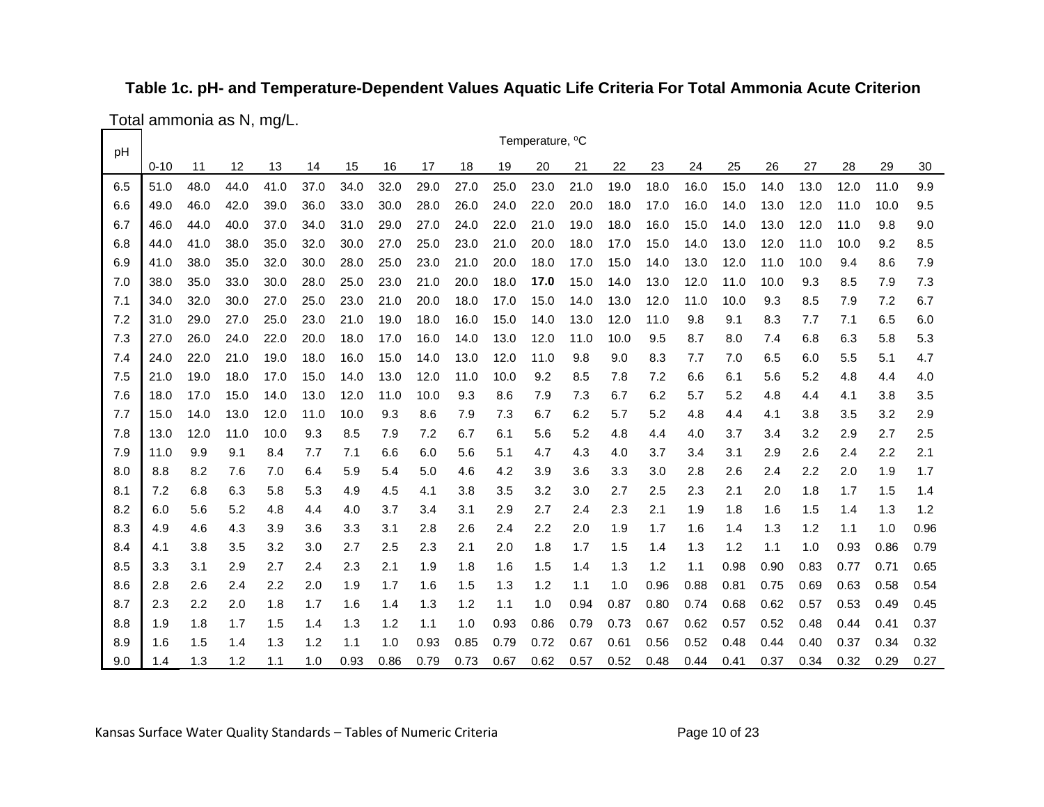### Table 1c. pH- and Temperature-Dependent Values Aquatic Life Criteria For Total Ammonia Acute Criterion

Total ammonia as N, mg/L.

| pH | Temperature, ºC | | | | | | | | | | | | | | | | | | | | |
|---|---|---|---|---|---|---|---|---|---|---|---|---|---|---|---|---|---|---|---|---|---|
| | 0-10 | 11 | 12 | 13 | 14 | 15 | 16 | 17 | 18 | 19 | 20 | 21 | 22 | 23 | 24 | 25 | 26 | 27 | 28 | 29 | 30 |
| 6.5 | 51.0 | 48.0 | 44.0 | 41.0 | 37.0 | 34.0 | 32.0 | 29.0 | 27.0 | 25.0 | 23.0 | 21.0 | 19.0 | 18.0 | 16.0 | 15.0 | 14.0 | 13.0 | 12.0 | 11.0 | 9.9 |
| 6.6 | 49.0 | 46.0 | 42.0 | 39.0 | 36.0 | 33.0 | 30.0 | 28.0 | 26.0 | 24.0 | 22.0 | 20.0 | 18.0 | 17.0 | 16.0 | 14.0 | 13.0 | 12.0 | 11.0 | 10.0 | 9.5 |
| 6.7 | 46.0 | 44.0 | 40.0 | 37.0 | 34.0 | 31.0 | 29.0 | 27.0 | 24.0 | 22.0 | 21.0 | 19.0 | 18.0 | 16.0 | 15.0 | 14.0 | 13.0 | 12.0 | 11.0 | 9.8 | 9.0 |
| 6.8 | 44.0 | 41.0 | 38.0 | 35.0 | 32.0 | 30.0 | 27.0 | 25.0 | 23.0 | 21.0 | 20.0 | 18.0 | 17.0 | 15.0 | 14.0 | 13.0 | 12.0 | 11.0 | 10.0 | 9.2 | 8.5 |
| 6.9 | 41.0 | 38.0 | 35.0 | 32.0 | 30.0 | 28.0 | 25.0 | 23.0 | 21.0 | 20.0 | 18.0 | 17.0 | 15.0 | 14.0 | 13.0 | 12.0 | 11.0 | 10.0 | 9.4 | 8.6 | 7.9 |
| 7.0 | 38.0 | 35.0 | 33.0 | 30.0 | 28.0 | 25.0 | 23.0 | 21.0 | 20.0 | 18.0 | **17.0** | 15.0 | 14.0 | 13.0 | 12.0 | 11.0 | 10.0 | 9.3 | 8.5 | 7.9 | 7.3 |
| 7.1 | 34.0 | 32.0 | 30.0 | 27.0 | 25.0 | 23.0 | 21.0 | 20.0 | 18.0 | 17.0 | 15.0 | 14.0 | 13.0 | 12.0 | 11.0 | 10.0 | 9.3 | 8.5 | 7.9 | 7.2 | 6.7 |
| 7.2 | 31.0 | 29.0 | 27.0 | 25.0 | 23.0 | 21.0 | 19.0 | 18.0 | 16.0 | 15.0 | 14.0 | 13.0 | 12.0 | 11.0 | 9.8 | 9.1 | 8.3 | 7.7 | 7.1 | 6.5 | 6.0 |
| 7.3 | 27.0 | 26.0 | 24.0 | 22.0 | 20.0 | 18.0 | 17.0 | 16.0 | 14.0 | 13.0 | 12.0 | 11.0 | 10.0 | 9.5 | 8.7 | 8.0 | 7.4 | 6.8 | 6.3 | 5.8 | 5.3 |
| 7.4 | 24.0 | 22.0 | 21.0 | 19.0 | 18.0 | 16.0 | 15.0 | 14.0 | 13.0 | 12.0 | 11.0 | 9.8 | 9.0 | 8.3 | 7.7 | 7.0 | 6.5 | 6.0 | 5.5 | 5.1 | 4.7 |
| 7.5 | 21.0 | 19.0 | 18.0 | 17.0 | 15.0 | 14.0 | 13.0 | 12.0 | 11.0 | 10.0 | 9.2 | 8.5 | 7.8 | 7.2 | 6.6 | 6.1 | 5.6 | 5.2 | 4.8 | 4.4 | 4.0 |
| 7.6 | 18.0 | 17.0 | 15.0 | 14.0 | 13.0 | 12.0 | 11.0 | 10.0 | 9.3 | 8.6 | 7.9 | 7.3 | 6.7 | 6.2 | 5.7 | 5.2 | 4.8 | 4.4 | 4.1 | 3.8 | 3.5 |
| 7.7 | 15.0 | 14.0 | 13.0 | 12.0 | 11.0 | 10.0 | 9.3 | 8.6 | 7.9 | 7.3 | 6.7 | 6.2 | 5.7 | 5.2 | 4.8 | 4.4 | 4.1 | 3.8 | 3.5 | 3.2 | 2.9 |
| 7.8 | 13.0 | 12.0 | 11.0 | 10.0 | 9.3 | 8.5 | 7.9 | 7.2 | 6.7 | 6.1 | 5.6 | 5.2 | 4.8 | 4.4 | 4.0 | 3.7 | 3.4 | 3.2 | 2.9 | 2.7 | 2.5 |
| 7.9 | 11.0 | 9.9 | 9.1 | 8.4 | 7.7 | 7.1 | 6.6 | 6.0 | 5.6 | 5.1 | 4.7 | 4.3 | 4.0 | 3.7 | 3.4 | 3.1 | 2.9 | 2.6 | 2.4 | 2.2 | 2.1 |
| 8.0 | 8.8 | 8.2 | 7.6 | 7.0 | 6.4 | 5.9 | 5.4 | 5.0 | 4.6 | 4.2 | 3.9 | 3.6 | 3.3 | 3.0 | 2.8 | 2.6 | 2.4 | 2.2 | 2.0 | 1.9 | 1.7 |
| 8.1 | 7.2 | 6.8 | 6.3 | 5.8 | 5.3 | 4.9 | 4.5 | 4.1 | 3.8 | 3.5 | 3.2 | 3.0 | 2.7 | 2.5 | 2.3 | 2.1 | 2.0 | 1.8 | 1.7 | 1.5 | 1.4 |
| 8.2 | 6.0 | 5.6 | 5.2 | 4.8 | 4.4 | 4.0 | 3.7 | 3.4 | 3.1 | 2.9 | 2.7 | 2.4 | 2.3 | 2.1 | 1.9 | 1.8 | 1.6 | 1.5 | 1.4 | 1.3 | 1.2 |
| 8.3 | 4.9 | 4.6 | 4.3 | 3.9 | 3.6 | 3.3 | 3.1 | 2.8 | 2.6 | 2.4 | 2.2 | 2.0 | 1.9 | 1.7 | 1.6 | 1.4 | 1.3 | 1.2 | 1.1 | 1.0 | 0.96 |
| 8.4 | 4.1 | 3.8 | 3.5 | 3.2 | 3.0 | 2.7 | 2.5 | 2.3 | 2.1 | 2.0 | 1.8 | 1.7 | 1.5 | 1.4 | 1.3 | 1.2 | 1.1 | 1.0 | 0.93 | 0.86 | 0.79 |
| 8.5 | 3.3 | 3.1 | 2.9 | 2.7 | 2.4 | 2.3 | 2.1 | 1.9 | 1.8 | 1.6 | 1.5 | 1.4 | 1.3 | 1.2 | 1.1 | 0.98 | 0.90 | 0.83 | 0.77 | 0.71 | 0.65 |
| 8.6 | 2.8 | 2.6 | 2.4 | 2.2 | 2.0 | 1.9 | 1.7 | 1.6 | 1.5 | 1.3 | 1.2 | 1.1 | 1.0 | 0.96 | 0.88 | 0.81 | 0.75 | 0.69 | 0.63 | 0.58 | 0.54 |
| 8.7 | 2.3 | 2.2 | 2.0 | 1.8 | 1.7 | 1.6 | 1.4 | 1.3 | 1.2 | 1.1 | 1.0 | 0.94 | 0.87 | 0.80 | 0.74 | 0.68 | 0.62 | 0.57 | 0.53 | 0.49 | 0.45 |
| 8.8 | 1.9 | 1.8 | 1.7 | 1.5 | 1.4 | 1.3 | 1.2 | 1.1 | 1.0 | 0.93 | 0.86 | 0.79 | 0.73 | 0.67 | 0.62 | 0.57 | 0.52 | 0.48 | 0.44 | 0.41 | 0.37 |
| 8.9 | 1.6 | 1.5 | 1.4 | 1.3 | 1.2 | 1.1 | 1.0 | 0.93 | 0.85 | 0.79 | 0.72 | 0.67 | 0.61 | 0.56 | 0.52 | 0.48 | 0.44 | 0.40 | 0.37 | 0.34 | 0.32 |
| 9.0 | 1.4 | 1.3 | 1.2 | 1.1 | 1.0 | 0.93 | 0.86 | 0.79 | 0.73 | 0.67 | 0.62 | 0.57 | 0.52 | 0.48 | 0.44 | 0.41 | 0.37 | 0.34 | 0.32 | 0.29 | 0.27 |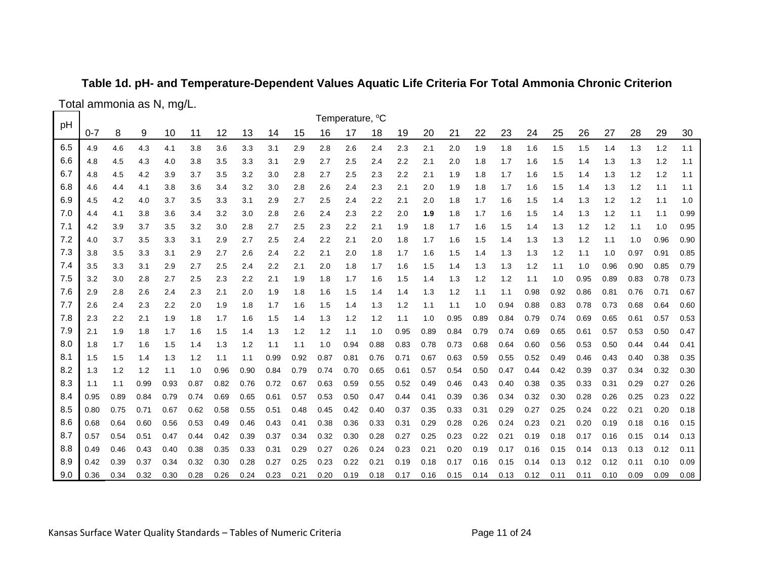**Table 1d. pH- and Temperature-Dependent Values Aquatic Life Criteria For Total Ammonia Chronic Criterion**

Total ammonia as N, mg/L.

| pH | Temperature, ºC | | | | | | | | | | | | | | | | | | | | | | | |
|---|---|---|---|---|---|---|---|---|---|---|---|---|---|---|---|---|---|---|---|---|---|---|---|---|
| | 0-7 | 8 | 9 | 10 | 11 | 12 | 13 | 14 | 15 | 16 | 17 | 18 | 19 | 20 | 21 | 22 | 23 | 24 | 25 | 26 | 27 | 28 | 29 | 30 |
| 6.5 | 4.9 | 4.6 | 4.3 | 4.1 | 3.8 | 3.6 | 3.3 | 3.1 | 2.9 | 2.8 | 2.6 | 2.4 | 2.3 | 2.1 | 2.0 | 1.9 | 1.8 | 1.6 | 1.5 | 1.5 | 1.4 | 1.3 | 1.2 | 1.1 |
| 6.6 | 4.8 | 4.5 | 4.3 | 4.0 | 3.8 | 3.5 | 3.3 | 3.1 | 2.9 | 2.7 | 2.5 | 2.4 | 2.2 | 2.1 | 2.0 | 1.8 | 1.7 | 1.6 | 1.5 | 1.4 | 1.3 | 1.3 | 1.2 | 1.1 |
| 6.7 | 4.8 | 4.5 | 4.2 | 3.9 | 3.7 | 3.5 | 3.2 | 3.0 | 2.8 | 2.7 | 2.5 | 2.3 | 2.2 | 2.1 | 1.9 | 1.8 | 1.7 | 1.6 | 1.5 | 1.4 | 1.3 | 1.2 | 1.2 | 1.1 |
| 6.8 | 4.6 | 4.4 | 4.1 | 3.8 | 3.6 | 3.4 | 3.2 | 3.0 | 2.8 | 2.6 | 2.4 | 2.3 | 2.1 | 2.0 | 1.9 | 1.8 | 1.7 | 1.6 | 1.5 | 1.4 | 1.3 | 1.2 | 1.1 | 1.1 |
| 6.9 | 4.5 | 4.2 | 4.0 | 3.7 | 3.5 | 3.3 | 3.1 | 2.9 | 2.7 | 2.5 | 2.4 | 2.2 | 2.1 | 2.0 | 1.8 | 1.7 | 1.6 | 1.5 | 1.4 | 1.3 | 1.2 | 1.2 | 1.1 | 1.0 |
| 7.0 | 4.4 | 4.1 | 3.8 | 3.6 | 3.4 | 3.2 | 3.0 | 2.8 | 2.6 | 2.4 | 2.3 | 2.2 | 2.0 | **1.9** | 1.8 | 1.7 | 1.6 | 1.5 | 1.4 | 1.3 | 1.2 | 1.1 | 1.1 | 0.99 |
| 7.1 | 4.2 | 3.9 | 3.7 | 3.5 | 3.2 | 3.0 | 2.8 | 2.7 | 2.5 | 2.3 | 2.2 | 2.1 | 1.9 | 1.8 | 1.7 | 1.6 | 1.5 | 1.4 | 1.3 | 1.2 | 1.2 | 1.1 | 1.0 | 0.95 |
| 7.2 | 4.0 | 3.7 | 3.5 | 3.3 | 3.1 | 2.9 | 2.7 | 2.5 | 2.4 | 2.2 | 2.1 | 2.0 | 1.8 | 1.7 | 1.6 | 1.5 | 1.4 | 1.3 | 1.3 | 1.2 | 1.1 | 1.0 | 0.96 | 0.90 |
| 7.3 | 3.8 | 3.5 | 3.3 | 3.1 | 2.9 | 2.7 | 2.6 | 2.4 | 2.2 | 2.1 | 2.0 | 1.8 | 1.7 | 1.6 | 1.5 | 1.4 | 1.3 | 1.3 | 1.2 | 1.1 | 1.0 | 0.97 | 0.91 | 0.85 |
| 7.4 | 3.5 | 3.3 | 3.1 | 2.9 | 2.7 | 2.5 | 2.4 | 2.2 | 2.1 | 2.0 | 1.8 | 1.7 | 1.6 | 1.5 | 1.4 | 1.3 | 1.3 | 1.2 | 1.1 | 1.0 | 0.96 | 0.90 | 0.85 | 0.79 |
| 7.5 | 3.2 | 3.0 | 2.8 | 2.7 | 2.5 | 2.3 | 2.2 | 2.1 | 1.9 | 1.8 | 1.7 | 1.6 | 1.5 | 1.4 | 1.3 | 1.2 | 1.2 | 1.1 | 1.0 | 0.95 | 0.89 | 0.83 | 0.78 | 0.73 |
| 7.6 | 2.9 | 2.8 | 2.6 | 2.4 | 2.3 | 2.1 | 2.0 | 1.9 | 1.8 | 1.6 | 1.5 | 1.4 | 1.4 | 1.3 | 1.2 | 1.1 | 1.1 | 0.98 | 0.92 | 0.86 | 0.81 | 0.76 | 0.71 | 0.67 |
| 7.7 | 2.6 | 2.4 | 2.3 | 2.2 | 2.0 | 1.9 | 1.8 | 1.7 | 1.6 | 1.5 | 1.4 | 1.3 | 1.2 | 1.1 | 1.1 | 1.0 | 0.94 | 0.88 | 0.83 | 0.78 | 0.73 | 0.68 | 0.64 | 0.60 |
| 7.8 | 2.3 | 2.2 | 2.1 | 1.9 | 1.8 | 1.7 | 1.6 | 1.5 | 1.4 | 1.3 | 1.2 | 1.2 | 1.1 | 1.0 | 0.95 | 0.89 | 0.84 | 0.79 | 0.74 | 0.69 | 0.65 | 0.61 | 0.57 | 0.53 |
| 7.9 | 2.1 | 1.9 | 1.8 | 1.7 | 1.6 | 1.5 | 1.4 | 1.3 | 1.2 | 1.2 | 1.1 | 1.0 | 0.95 | 0.89 | 0.84 | 0.79 | 0.74 | 0.69 | 0.65 | 0.61 | 0.57 | 0.53 | 0.50 | 0.47 |
| 8.0 | 1.8 | 1.7 | 1.6 | 1.5 | 1.4 | 1.3 | 1.2 | 1.1 | 1.1 | 1.0 | 0.94 | 0.88 | 0.83 | 0.78 | 0.73 | 0.68 | 0.64 | 0.60 | 0.56 | 0.53 | 0.50 | 0.44 | 0.44 | 0.41 |
| 8.1 | 1.5 | 1.5 | 1.4 | 1.3 | 1.2 | 1.1 | 1.1 | 0.99 | 0.92 | 0.87 | 0.81 | 0.76 | 0.71 | 0.67 | 0.63 | 0.59 | 0.55 | 0.52 | 0.49 | 0.46 | 0.43 | 0.40 | 0.38 | 0.35 |
| 8.2 | 1.3 | 1.2 | 1.2 | 1.1 | 1.0 | 0.96 | 0.90 | 0.84 | 0.79 | 0.74 | 0.70 | 0.65 | 0.61 | 0.57 | 0.54 | 0.50 | 0.47 | 0.44 | 0.42 | 0.39 | 0.37 | 0.34 | 0.32 | 0.30 |
| 8.3 | 1.1 | 1.1 | 0.99 | 0.93 | 0.87 | 0.82 | 0.76 | 0.72 | 0.67 | 0.63 | 0.59 | 0.55 | 0.52 | 0.49 | 0.46 | 0.43 | 0.40 | 0.38 | 0.35 | 0.33 | 0.31 | 0.29 | 0.27 | 0.26 |
| 8.4 | 0.95 | 0.89 | 0.84 | 0.79 | 0.74 | 0.69 | 0.65 | 0.61 | 0.57 | 0.53 | 0.50 | 0.47 | 0.44 | 0.41 | 0.39 | 0.36 | 0.34 | 0.32 | 0.30 | 0.28 | 0.26 | 0.25 | 0.23 | 0.22 |
| 8.5 | 0.80 | 0.75 | 0.71 | 0.67 | 0.62 | 0.58 | 0.55 | 0.51 | 0.48 | 0.45 | 0.42 | 0.40 | 0.37 | 0.35 | 0.33 | 0.31 | 0.29 | 0.27 | 0.25 | 0.24 | 0.22 | 0.21 | 0.20 | 0.18 |
| 8.6 | 0.68 | 0.64 | 0.60 | 0.56 | 0.53 | 0.49 | 0.46 | 0.43 | 0.41 | 0.38 | 0.36 | 0.33 | 0.31 | 0.29 | 0.28 | 0.26 | 0.24 | 0.23 | 0.21 | 0.20 | 0.19 | 0.18 | 0.16 | 0.15 |
| 8.7 | 0.57 | 0.54 | 0.51 | 0.47 | 0.44 | 0.42 | 0.39 | 0.37 | 0.34 | 0.32 | 0.30 | 0.28 | 0.27 | 0.25 | 0.23 | 0.22 | 0.21 | 0.19 | 0.18 | 0.17 | 0.16 | 0.15 | 0.14 | 0.13 |
| 8.8 | 0.49 | 0.46 | 0.43 | 0.40 | 0.38 | 0.35 | 0.33 | 0.31 | 0.29 | 0.27 | 0.26 | 0.24 | 0.23 | 0.21 | 0.20 | 0.19 | 0.17 | 0.16 | 0.15 | 0.14 | 0.13 | 0.13 | 0.12 | 0.11 |
| 8.9 | 0.42 | 0.39 | 0.37 | 0.34 | 0.32 | 0.30 | 0.28 | 0.27 | 0.25 | 0.23 | 0.22 | 0.21 | 0.19 | 0.18 | 0.17 | 0.16 | 0.15 | 0.14 | 0.13 | 0.12 | 0.12 | 0.11 | 0.10 | 0.09 |
| 9.0 | 0.36 | 0.34 | 0.32 | 0.30 | 0.28 | 0.26 | 0.24 | 0.23 | 0.21 | 0.20 | 0.19 | 0.18 | 0.17 | 0.16 | 0.15 | 0.14 | 0.13 | 0.12 | 0.11 | 0.11 | 0.10 | 0.09 | 0.09 | 0.08 |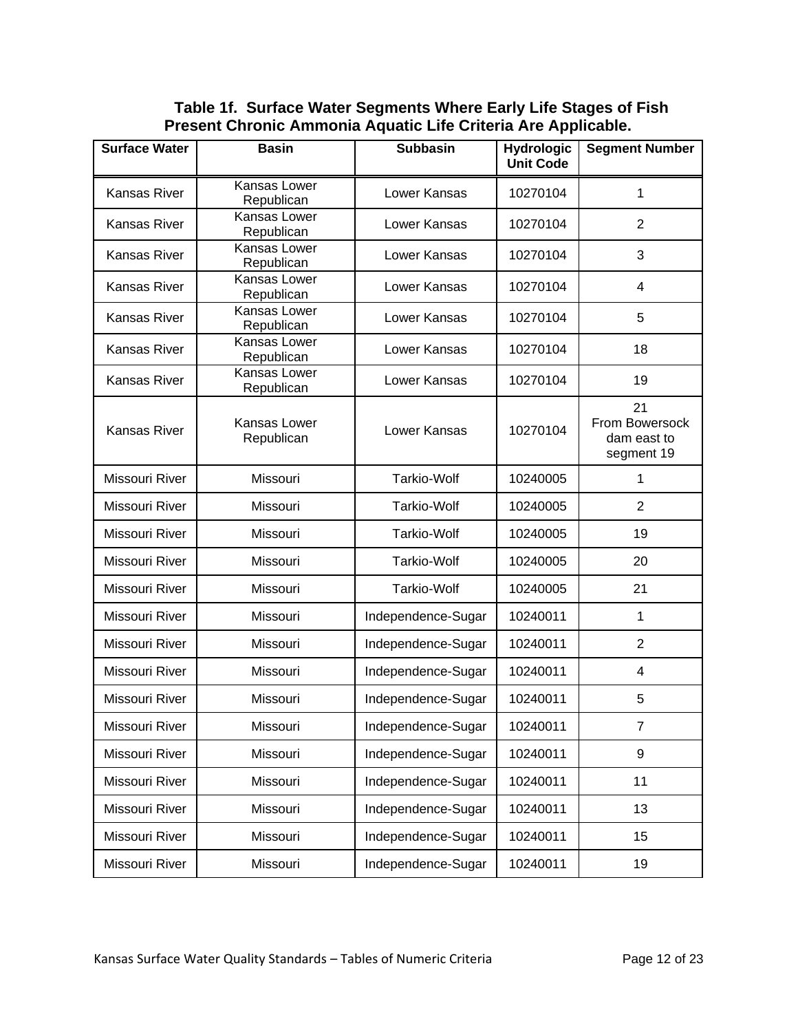**Table 1f. Surface Water Segments Where Early Life Stages of Fish Present Chronic Ammonia Aquatic Life Criteria Are Applicable.**

| Surface Water | Basin | Subbasin | Hydrologic Unit Code | Segment Number |
|---|---|---|---|---|
| Kansas River | Kansas Lower Republican | Lower Kansas | 10270104 | 1 |
| Kansas River | Kansas Lower Republican | Lower Kansas | 10270104 | 2 |
| Kansas River | Kansas Lower Republican | Lower Kansas | 10270104 | 3 |
| Kansas River | Kansas Lower Republican | Lower Kansas | 10270104 | 4 |
| Kansas River | Kansas Lower Republican | Lower Kansas | 10270104 | 5 |
| Kansas River | Kansas Lower Republican | Lower Kansas | 10270104 | 18 |
| Kansas River | Kansas Lower Republican | Lower Kansas | 10270104 | 19 |
| Kansas River | Kansas Lower Republican | Lower Kansas | 10270104 | 21 From Bowersock dam east to segment 19 |
| Missouri River | Missouri | Tarkio-Wolf | 10240005 | 1 |
| Missouri River | Missouri | Tarkio-Wolf | 10240005 | 2 |
| Missouri River | Missouri | Tarkio-Wolf | 10240005 | 19 |
| Missouri River | Missouri | Tarkio-Wolf | 10240005 | 20 |
| Missouri River | Missouri | Tarkio-Wolf | 10240005 | 21 |
| Missouri River | Missouri | Independence-Sugar | 10240011 | 1 |
| Missouri River | Missouri | Independence-Sugar | 10240011 | 2 |
| Missouri River | Missouri | Independence-Sugar | 10240011 | 4 |
| Missouri River | Missouri | Independence-Sugar | 10240011 | 5 |
| Missouri River | Missouri | Independence-Sugar | 10240011 | 7 |
| Missouri River | Missouri | Independence-Sugar | 10240011 | 9 |
| Missouri River | Missouri | Independence-Sugar | 10240011 | 11 |
| Missouri River | Missouri | Independence-Sugar | 10240011 | 13 |
| Missouri River | Missouri | Independence-Sugar | 10240011 | 15 |
| Missouri River | Missouri | Independence-Sugar | 10240011 | 19 |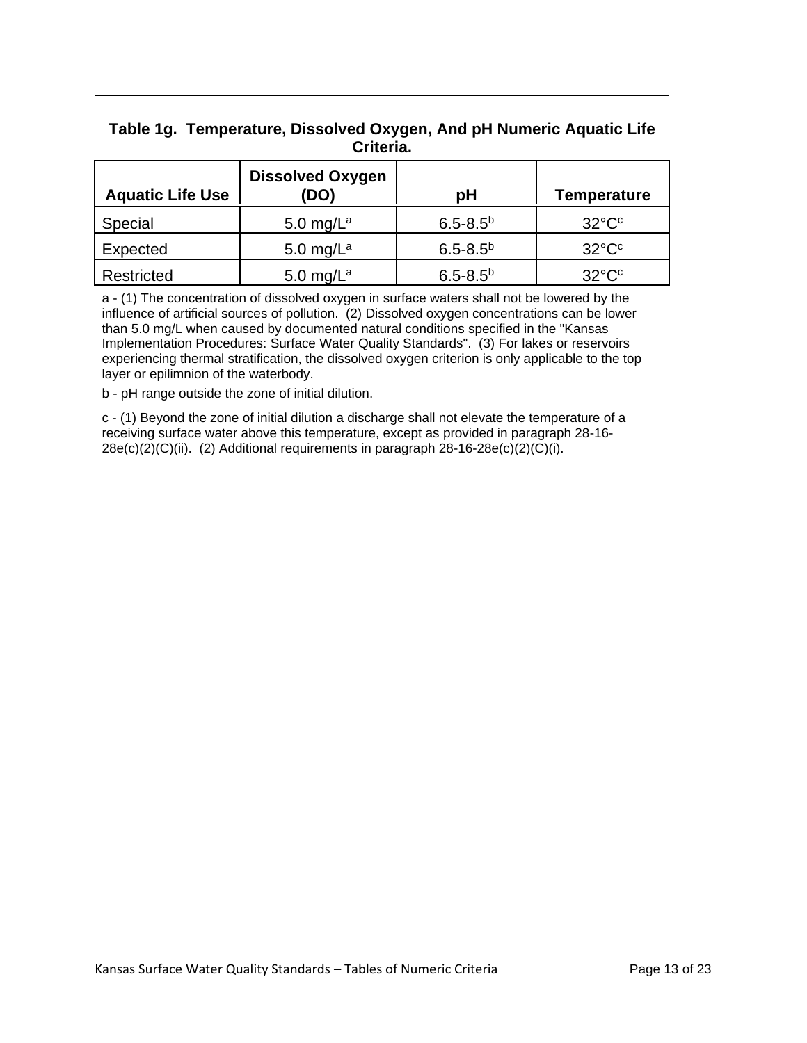**Table 1g. Temperature, Dissolved Oxygen, And pH Numeric Aquatic Life Criteria.**

| Aquatic Life Use | Dissolved Oxygen (DO) | pH | Temperature |
|---|---|---|---|
| Special | 5.0 mg/L[a] | 6.5-8.5[b] | 32°C[c] |
| Expected | 5.0 mg/L[a] | 6.5-8.5[b] | 32°C[c] |
| Restricted | 5.0 mg/L[a] | 6.5-8.5[b] | 32°C[c] |

a - (1) The concentration of dissolved oxygen in surface waters shall not be lowered by the influence of artificial sources of pollution. (2) Dissolved oxygen concentrations can be lower than 5.0 mg/L when caused by documented natural conditions specified in the "Kansas Implementation Procedures: Surface Water Quality Standards". (3) For lakes or reservoirs experiencing thermal stratification, the dissolved oxygen criterion is only applicable to the top layer or epilimnion of the waterbody.

b - pH range outside the zone of initial dilution.

c - (1) Beyond the zone of initial dilution a discharge shall not elevate the temperature of a receiving surface water above this temperature, except as provided in paragraph 28-16-28e(c)(2)(C)(ii). (2) Additional requirements in paragraph 28-16-28e(c)(2)(C)(i).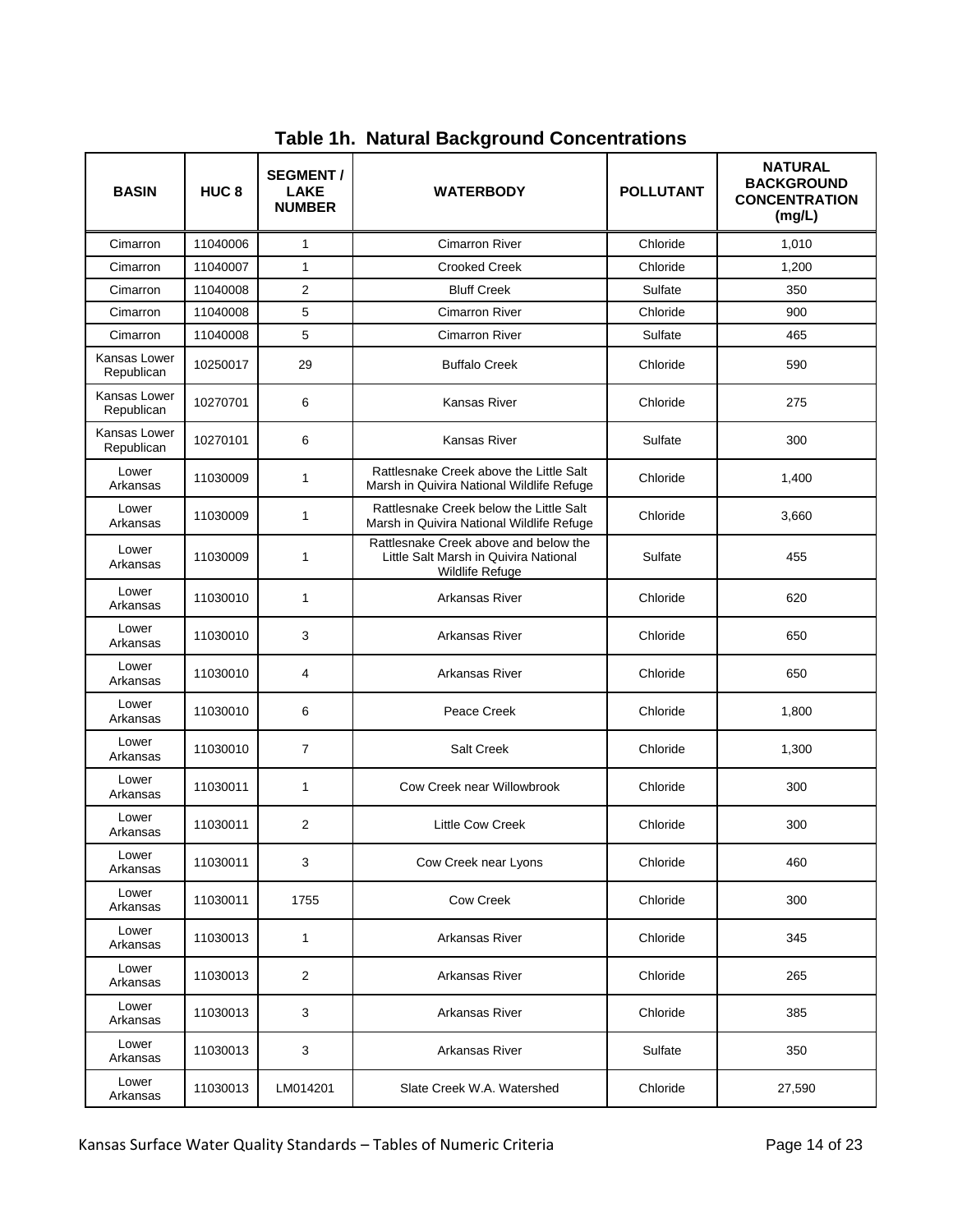## Table 1h. Natural Background Concentrations

| BASIN | HUC 8 | SEGMENT / LAKE NUMBER | WATERBODY | POLLUTANT | NATURAL BACKGROUND CONCENTRATION (mg/L) |
|---|---|---|---|---|---|
| Cimarron | 11040006 | 1 | Cimarron River | Chloride | 1,010 |
| Cimarron | 11040007 | 1 | Crooked Creek | Chloride | 1,200 |
| Cimarron | 11040008 | 2 | Bluff Creek | Sulfate | 350 |
| Cimarron | 11040008 | 5 | Cimarron River | Chloride | 900 |
| Cimarron | 11040008 | 5 | Cimarron River | Sulfate | 465 |
| Kansas Lower Republican | 10250017 | 29 | Buffalo Creek | Chloride | 590 |
| Kansas Lower Republican | 10270701 | 6 | Kansas River | Chloride | 275 |
| Kansas Lower Republican | 10270101 | 6 | Kansas River | Sulfate | 300 |
| Lower Arkansas | 11030009 | 1 | Rattlesnake Creek above the Little Salt Marsh in Quivira National Wildlife Refuge | Chloride | 1,400 |
| Lower Arkansas | 11030009 | 1 | Rattlesnake Creek below the Little Salt Marsh in Quivira National Wildlife Refuge | Chloride | 3,660 |
| Lower Arkansas | 11030009 | 1 | Rattlesnake Creek above and below the Little Salt Marsh in Quivira National Wildlife Refuge | Sulfate | 455 |
| Lower Arkansas | 11030010 | 1 | Arkansas River | Chloride | 620 |
| Lower Arkansas | 11030010 | 3 | Arkansas River | Chloride | 650 |
| Lower Arkansas | 11030010 | 4 | Arkansas River | Chloride | 650 |
| Lower Arkansas | 11030010 | 6 | Peace Creek | Chloride | 1,800 |
| Lower Arkansas | 11030010 | 7 | Salt Creek | Chloride | 1,300 |
| Lower Arkansas | 11030011 | 1 | Cow Creek near Willowbrook | Chloride | 300 |
| Lower Arkansas | 11030011 | 2 | Little Cow Creek | Chloride | 300 |
| Lower Arkansas | 11030011 | 3 | Cow Creek near Lyons | Chloride | 460 |
| Lower Arkansas | 11030011 | 1755 | Cow Creek | Chloride | 300 |
| Lower Arkansas | 11030013 | 1 | Arkansas River | Chloride | 345 |
| Lower Arkansas | 11030013 | 2 | Arkansas River | Chloride | 265 |
| Lower Arkansas | 11030013 | 3 | Arkansas River | Chloride | 385 |
| Lower Arkansas | 11030013 | 3 | Arkansas River | Sulfate | 350 |
| Lower Arkansas | 11030013 | LM014201 | Slate Creek W.A. Watershed | Chloride | 27,590 |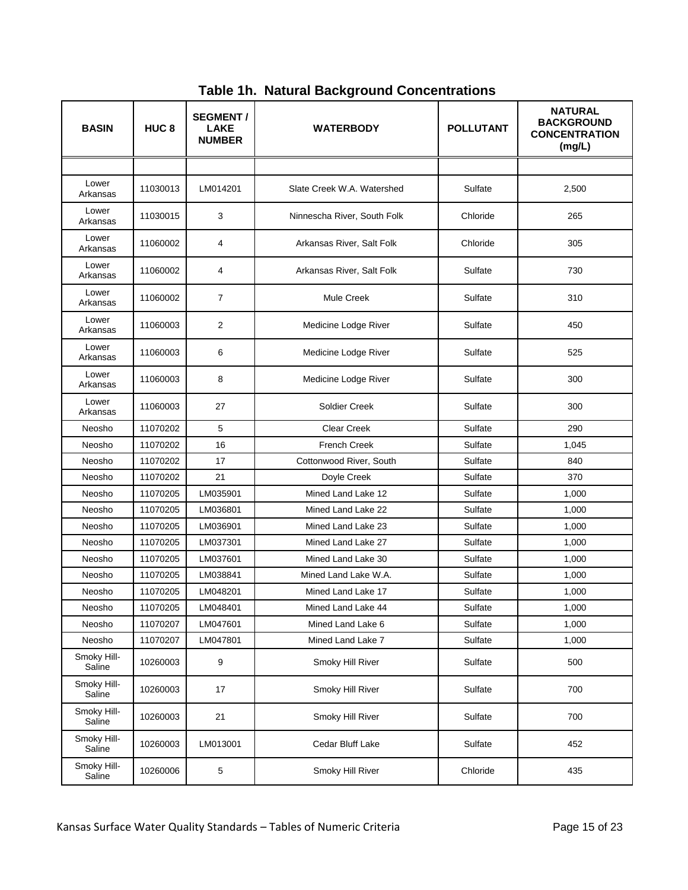# Table 1h. Natural Background Concentrations

| BASIN | HUC 8 | SEGMENT / LAKE NUMBER | WATERBODY | POLLUTANT | NATURAL BACKGROUND CONCENTRATION (mg/L) |
|---|---|---|---|---|---|
| | | | | | |
| Lower Arkansas | 11030013 | LM014201 | Slate Creek W.A. Watershed | Sulfate | 2,500 |
| Lower Arkansas | 11030015 | 3 | Ninnescha River, South Folk | Chloride | 265 |
| Lower Arkansas | 11060002 | 4 | Arkansas River, Salt Folk | Chloride | 305 |
| Lower Arkansas | 11060002 | 4 | Arkansas River, Salt Folk | Sulfate | 730 |
| Lower Arkansas | 11060002 | 7 | Mule Creek | Sulfate | 310 |
| Lower Arkansas | 11060003 | 2 | Medicine Lodge River | Sulfate | 450 |
| Lower Arkansas | 11060003 | 6 | Medicine Lodge River | Sulfate | 525 |
| Lower Arkansas | 11060003 | 8 | Medicine Lodge River | Sulfate | 300 |
| Lower Arkansas | 11060003 | 27 | Soldier Creek | Sulfate | 300 |
| Neosho | 11070202 | 5 | Clear Creek | Sulfate | 290 |
| Neosho | 11070202 | 16 | French Creek | Sulfate | 1,045 |
| Neosho | 11070202 | 17 | Cottonwood River, South | Sulfate | 840 |
| Neosho | 11070202 | 21 | Doyle Creek | Sulfate | 370 |
| Neosho | 11070205 | LM035901 | Mined Land Lake 12 | Sulfate | 1,000 |
| Neosho | 11070205 | LM036801 | Mined Land Lake 22 | Sulfate | 1,000 |
| Neosho | 11070205 | LM036901 | Mined Land Lake 23 | Sulfate | 1,000 |
| Neosho | 11070205 | LM037301 | Mined Land Lake 27 | Sulfate | 1,000 |
| Neosho | 11070205 | LM037601 | Mined Land Lake 30 | Sulfate | 1,000 |
| Neosho | 11070205 | LM038841 | Mined Land Lake W.A. | Sulfate | 1,000 |
| Neosho | 11070205 | LM048201 | Mined Land Lake 17 | Sulfate | 1,000 |
| Neosho | 11070205 | LM048401 | Mined Land Lake 44 | Sulfate | 1,000 |
| Neosho | 11070207 | LM047601 | Mined Land Lake 6 | Sulfate | 1,000 |
| Neosho | 11070207 | LM047801 | Mined Land Lake 7 | Sulfate | 1,000 |
| Smoky Hill-Saline | 10260003 | 9 | Smoky Hill River | Sulfate | 500 |
| Smoky Hill-Saline | 10260003 | 17 | Smoky Hill River | Sulfate | 700 |
| Smoky Hill-Saline | 10260003 | 21 | Smoky Hill River | Sulfate | 700 |
| Smoky Hill-Saline | 10260003 | LM013001 | Cedar Bluff Lake | Sulfate | 452 |
| Smoky Hill-Saline | 10260006 | 5 | Smoky Hill River | Chloride | 435 |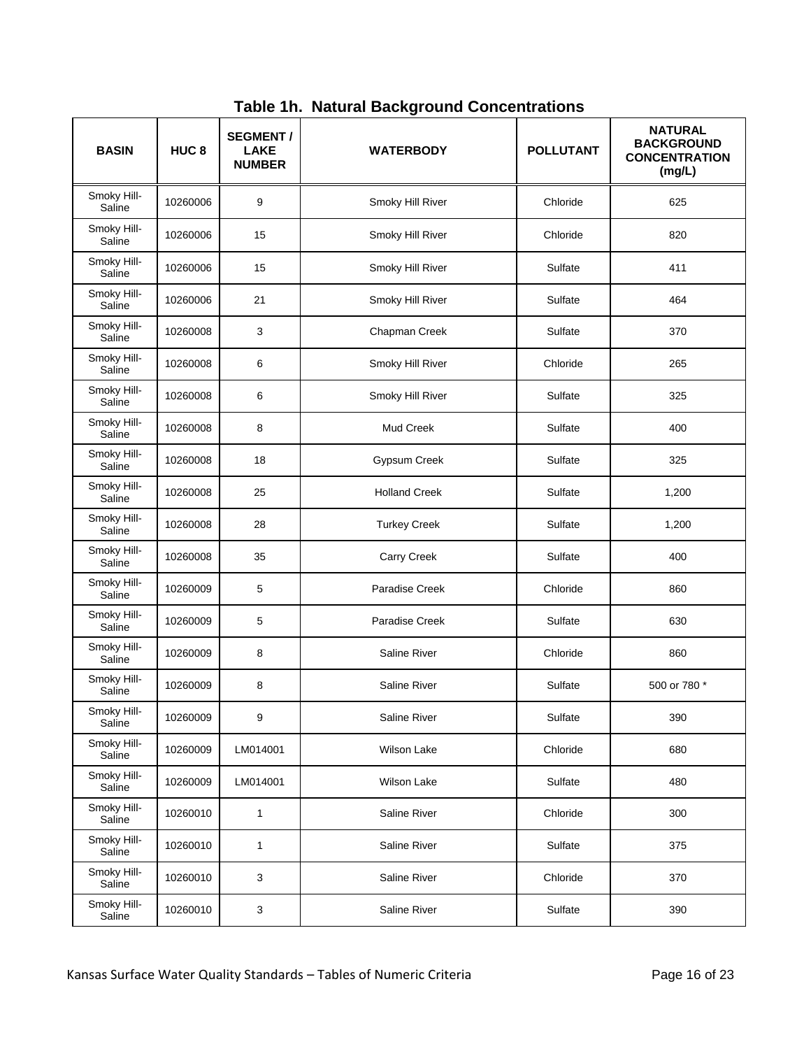# Table 1h. Natural Background Concentrations

| BASIN | HUC 8 | SEGMENT / LAKE NUMBER | WATERBODY | POLLUTANT | NATURAL BACKGROUND CONCENTRATION (mg/L) |
|---|---|---|---|---|---|
| Smoky Hill-Saline | 10260006 | 9 | Smoky Hill River | Chloride | 625 |
| Smoky Hill-Saline | 10260006 | 15 | Smoky Hill River | Chloride | 820 |
| Smoky Hill-Saline | 10260006 | 15 | Smoky Hill River | Sulfate | 411 |
| Smoky Hill-Saline | 10260006 | 21 | Smoky Hill River | Sulfate | 464 |
| Smoky Hill-Saline | 10260008 | 3 | Chapman Creek | Sulfate | 370 |
| Smoky Hill-Saline | 10260008 | 6 | Smoky Hill River | Chloride | 265 |
| Smoky Hill-Saline | 10260008 | 6 | Smoky Hill River | Sulfate | 325 |
| Smoky Hill-Saline | 10260008 | 8 | Mud Creek | Sulfate | 400 |
| Smoky Hill-Saline | 10260008 | 18 | Gypsum Creek | Sulfate | 325 |
| Smoky Hill-Saline | 10260008 | 25 | Holland Creek | Sulfate | 1,200 |
| Smoky Hill-Saline | 10260008 | 28 | Turkey Creek | Sulfate | 1,200 |
| Smoky Hill-Saline | 10260008 | 35 | Carry Creek | Sulfate | 400 |
| Smoky Hill-Saline | 10260009 | 5 | Paradise Creek | Chloride | 860 |
| Smoky Hill-Saline | 10260009 | 5 | Paradise Creek | Sulfate | 630 |
| Smoky Hill-Saline | 10260009 | 8 | Saline River | Chloride | 860 |
| Smoky Hill-Saline | 10260009 | 8 | Saline River | Sulfate | 500 or 780 * |
| Smoky Hill-Saline | 10260009 | 9 | Saline River | Sulfate | 390 |
| Smoky Hill-Saline | 10260009 | LM014001 | Wilson Lake | Chloride | 680 |
| Smoky Hill-Saline | 10260009 | LM014001 | Wilson Lake | Sulfate | 480 |
| Smoky Hill-Saline | 10260010 | 1 | Saline River | Chloride | 300 |
| Smoky Hill-Saline | 10260010 | 1 | Saline River | Sulfate | 375 |
| Smoky Hill-Saline | 10260010 | 3 | Saline River | Chloride | 370 |
| Smoky Hill-Saline | 10260010 | 3 | Saline River | Sulfate | 390 |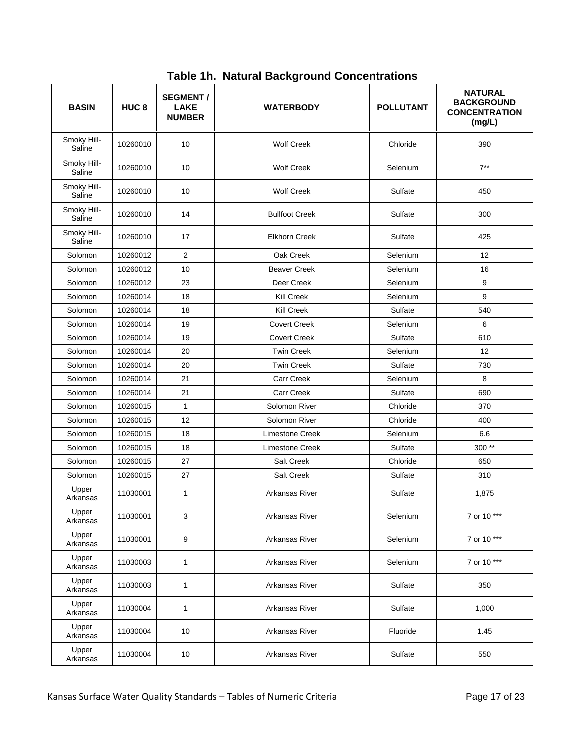## Table 1h. Natural Background Concentrations

| BASIN | HUC 8 | SEGMENT / LAKE NUMBER | WATERBODY | POLLUTANT | NATURAL BACKGROUND CONCENTRATION (mg/L) |
|---|---|---|---|---|---|
| Smoky Hill-Saline | 10260010 | 10 | Wolf Creek | Chloride | 390 |
| Smoky Hill-Saline | 10260010 | 10 | Wolf Creek | Selenium | 7** |
| Smoky Hill-Saline | 10260010 | 10 | Wolf Creek | Sulfate | 450 |
| Smoky Hill-Saline | 10260010 | 14 | Bullfoot Creek | Sulfate | 300 |
| Smoky Hill-Saline | 10260010 | 17 | Elkhorn Creek | Sulfate | 425 |
| Solomon | 10260012 | 2 | Oak Creek | Selenium | 12 |
| Solomon | 10260012 | 10 | Beaver Creek | Selenium | 16 |
| Solomon | 10260012 | 23 | Deer Creek | Selenium | 9 |
| Solomon | 10260014 | 18 | Kill Creek | Selenium | 9 |
| Solomon | 10260014 | 18 | Kill Creek | Sulfate | 540 |
| Solomon | 10260014 | 19 | Covert Creek | Selenium | 6 |
| Solomon | 10260014 | 19 | Covert Creek | Sulfate | 610 |
| Solomon | 10260014 | 20 | Twin Creek | Selenium | 12 |
| Solomon | 10260014 | 20 | Twin Creek | Sulfate | 730 |
| Solomon | 10260014 | 21 | Carr Creek | Selenium | 8 |
| Solomon | 10260014 | 21 | Carr Creek | Sulfate | 690 |
| Solomon | 10260015 | 1 | Solomon River | Chloride | 370 |
| Solomon | 10260015 | 12 | Solomon River | Chloride | 400 |
| Solomon | 10260015 | 18 | Limestone Creek | Selenium | 6.6 |
| Solomon | 10260015 | 18 | Limestone Creek | Sulfate | 300 ** |
| Solomon | 10260015 | 27 | Salt Creek | Chloride | 650 |
| Solomon | 10260015 | 27 | Salt Creek | Sulfate | 310 |
| Upper Arkansas | 11030001 | 1 | Arkansas River | Sulfate | 1,875 |
| Upper Arkansas | 11030001 | 3 | Arkansas River | Selenium | 7 or 10 *** |
| Upper Arkansas | 11030001 | 9 | Arkansas River | Selenium | 7 or 10 *** |
| Upper Arkansas | 11030003 | 1 | Arkansas River | Selenium | 7 or 10 *** |
| Upper Arkansas | 11030003 | 1 | Arkansas River | Sulfate | 350 |
| Upper Arkansas | 11030004 | 1 | Arkansas River | Sulfate | 1,000 |
| Upper Arkansas | 11030004 | 10 | Arkansas River | Fluoride | 1.45 |
| Upper Arkansas | 11030004 | 10 | Arkansas River | Sulfate | 550 |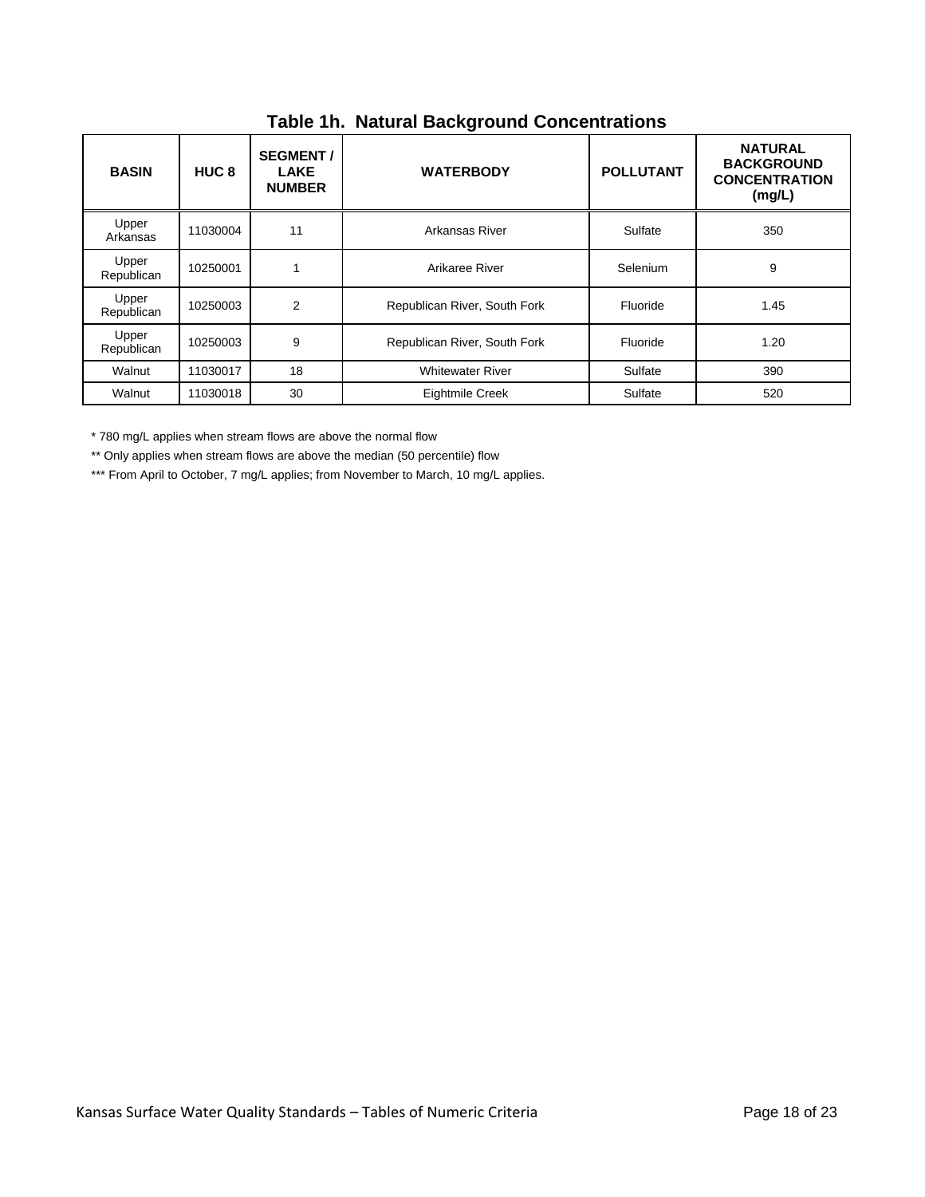## Table 1h. Natural Background Concentrations

| BASIN | HUC 8 | SEGMENT / LAKE NUMBER | WATERBODY | POLLUTANT | NATURAL BACKGROUND CONCENTRATION (mg/L) |
|---|---|---|---|---|---|
| Upper Arkansas | 11030004 | 11 | Arkansas River | Sulfate | 350 |
| Upper Republican | 10250001 | 1 | Arikaree River | Selenium | 9 |
| Upper Republican | 10250003 | 2 | Republican River, South Fork | Fluoride | 1.45 |
| Upper Republican | 10250003 | 9 | Republican River, South Fork | Fluoride | 1.20 |
| Walnut | 11030017 | 18 | Whitewater River | Sulfate | 390 |
| Walnut | 11030018 | 30 | Eightmile Creek | Sulfate | 520 |

* 780 mg/L applies when stream flows are above the normal flow

** Only applies when stream flows are above the median (50 percentile) flow

*** From April to October, 7 mg/L applies; from November to March, 10 mg/L applies.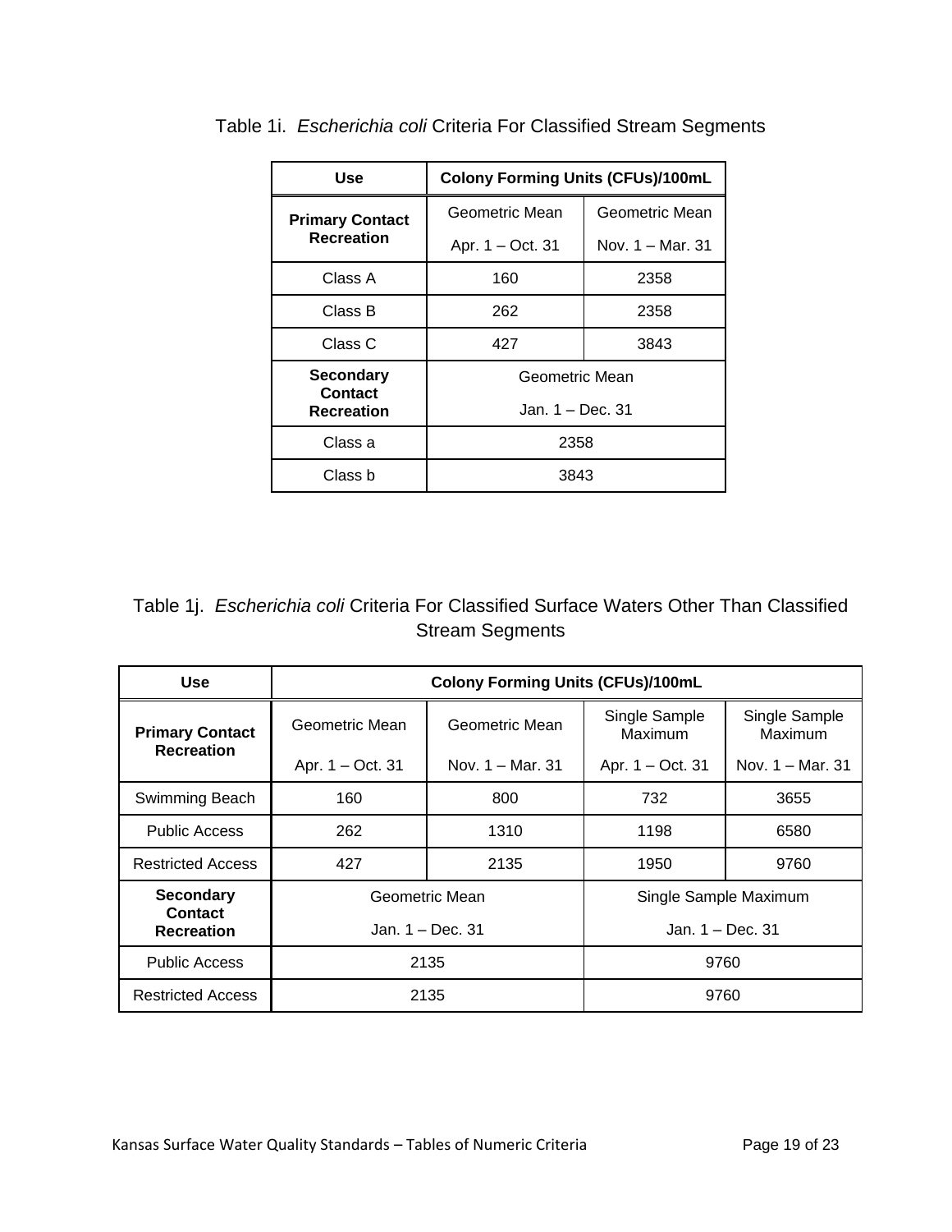Table 1i. *Escherichia coli* Criteria For Classified Stream Segments

| Use | Colony Forming Units (CFUs)/100mL | |
|---|---|---|
| **Primary Contact Recreation** | Geometric Mean Apr. 1 – Oct. 31 | Geometric Mean Nov. 1 – Mar. 31 |
| Class A | 160 | 2358 |
| Class B | 262 | 2358 |
| Class C | 427 | 3843 |
| **Secondary Contact Recreation** | Geometric Mean Jan. 1 – Dec. 31 | |
| Class a | 2358 | |
| Class b | 3843 | |

Table 1j. *Escherichia coli* Criteria For Classified Surface Waters Other Than Classified Stream Segments

| Use | Colony Forming Units (CFUs)/100mL | | | |
|---|---|---|---|---|
| **Primary Contact Recreation** | Geometric Mean Apr. 1 – Oct. 31 | Geometric Mean Nov. 1 – Mar. 31 | Single Sample Maximum Apr. 1 – Oct. 31 | Single Sample Maximum Nov. 1 – Mar. 31 |
| Swimming Beach | 160 | 800 | 732 | 3655 |
| Public Access | 262 | 1310 | 1198 | 6580 |
| Restricted Access | 427 | 2135 | 1950 | 9760 |
| **Secondary Contact Recreation** | Geometric Mean Jan. 1 – Dec. 31 | | Single Sample Maximum Jan. 1 – Dec. 31 | |
| Public Access | 2135 | | 9760 | |
| Restricted Access | 2135 | | 9760 | |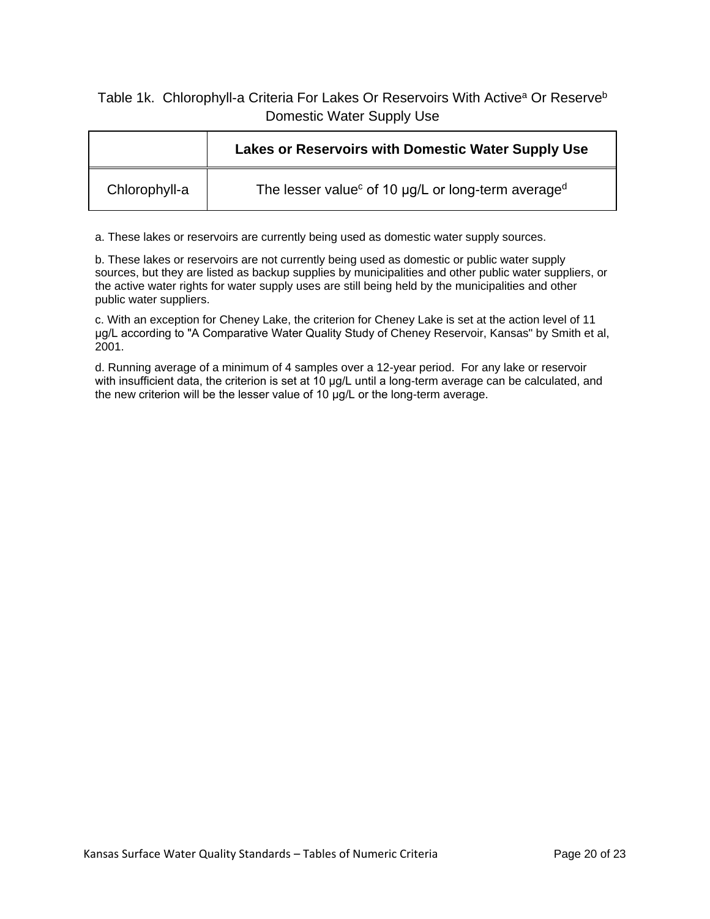Table 1k. Chlorophyll-a Criteria For Lakes Or Reservoirs With Active[a] Or Reserve[b] Domestic Water Supply Use

| | **Lakes or Reservoirs with Domestic Water Supply Use** |
|---|---|
| Chlorophyll-a | The lesser value[c] of 10 μg/L or long-term average[d] |

a. These lakes or reservoirs are currently being used as domestic water supply sources.

b. These lakes or reservoirs are not currently being used as domestic or public water supply sources, but they are listed as backup supplies by municipalities and other public water suppliers, or the active water rights for water supply uses are still being held by the municipalities and other public water suppliers.

c. With an exception for Cheney Lake, the criterion for Cheney Lake is set at the action level of 11 μg/L according to "A Comparative Water Quality Study of Cheney Reservoir, Kansas" by Smith et al, 2001.

d. Running average of a minimum of 4 samples over a 12-year period. For any lake or reservoir with insufficient data, the criterion is set at 10 μg/L until a long-term average can be calculated, and the new criterion will be the lesser value of 10 μg/L or the long-term average.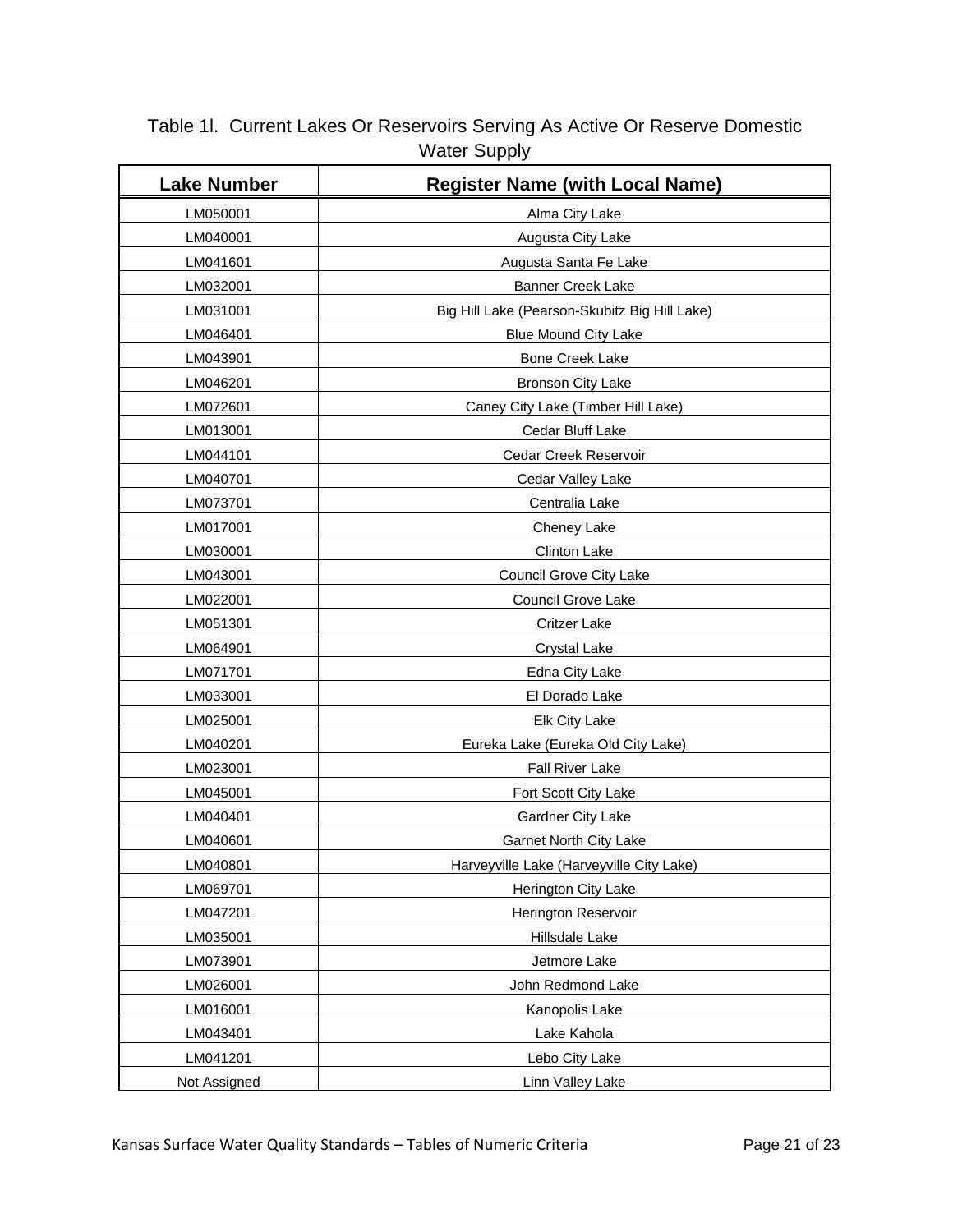Table 1l. Current Lakes Or Reservoirs Serving As Active Or Reserve Domestic Water Supply

| Lake Number | Register Name (with Local Name) |
|---|---|
| LM050001 | Alma City Lake |
| LM040001 | Augusta City Lake |
| LM041601 | Augusta Santa Fe Lake |
| LM032001 | Banner Creek Lake |
| LM031001 | Big Hill Lake (Pearson-Skubitz Big Hill Lake) |
| LM046401 | Blue Mound City Lake |
| LM043901 | Bone Creek Lake |
| LM046201 | Bronson City Lake |
| LM072601 | Caney City Lake (Timber Hill Lake) |
| LM013001 | Cedar Bluff Lake |
| LM044101 | Cedar Creek Reservoir |
| LM040701 | Cedar Valley Lake |
| LM073701 | Centralia Lake |
| LM017001 | Cheney Lake |
| LM030001 | Clinton Lake |
| LM043001 | Council Grove City Lake |
| LM022001 | Council Grove Lake |
| LM051301 | Critzer Lake |
| LM064901 | Crystal Lake |
| LM071701 | Edna City Lake |
| LM033001 | El Dorado Lake |
| LM025001 | Elk City Lake |
| LM040201 | Eureka Lake (Eureka Old City Lake) |
| LM023001 | Fall River Lake |
| LM045001 | Fort Scott City Lake |
| LM040401 | Gardner City Lake |
| LM040601 | Garnet North City Lake |
| LM040801 | Harveyville Lake (Harveyville City Lake) |
| LM069701 | Herington City Lake |
| LM047201 | Herington Reservoir |
| LM035001 | Hillsdale Lake |
| LM073901 | Jetmore Lake |
| LM026001 | John Redmond Lake |
| LM016001 | Kanopolis Lake |
| LM043401 | Lake Kahola |
| LM041201 | Lebo City Lake |
| Not Assigned | Linn Valley Lake |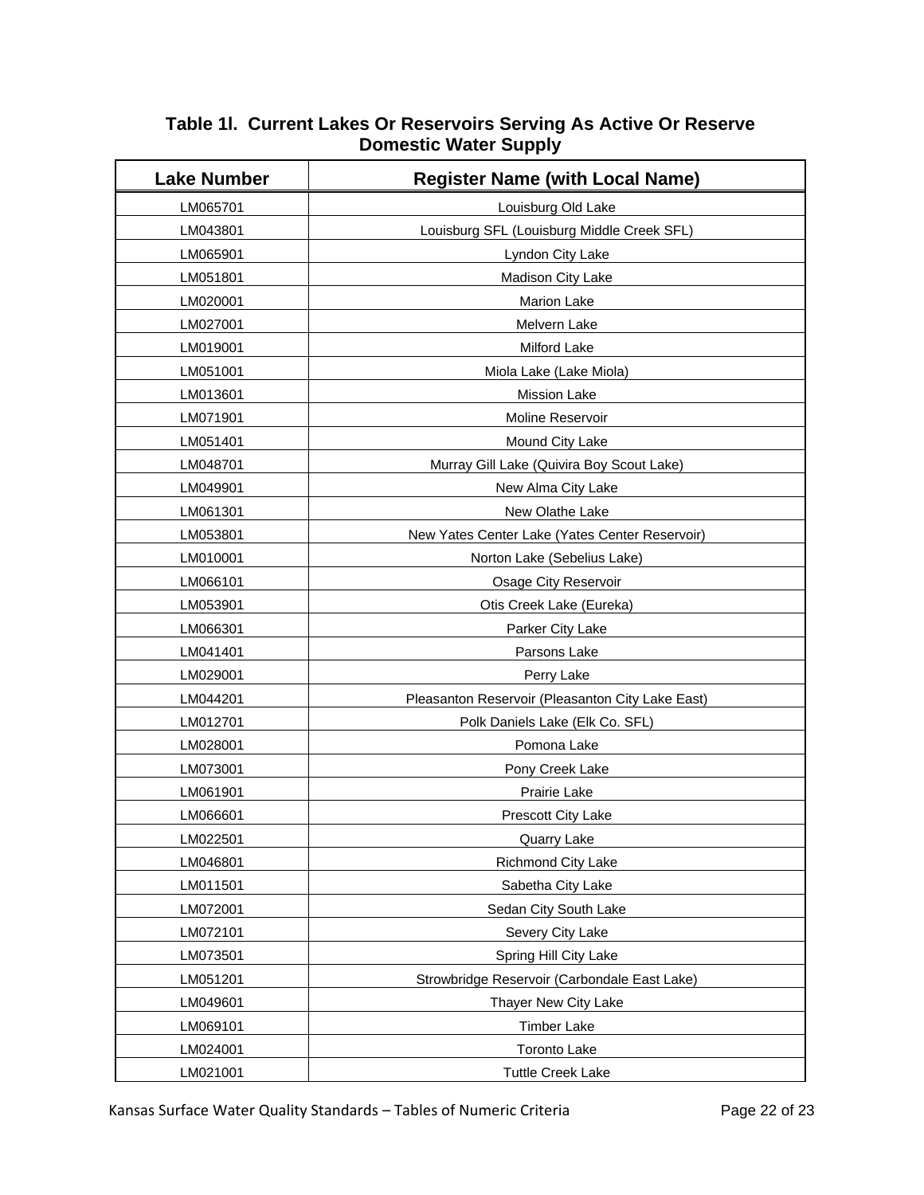## Table 1l. Current Lakes Or Reservoirs Serving As Active Or Reserve Domestic Water Supply

| Lake Number | Register Name (with Local Name) |
|---|---|
| LM065701 | Louisburg Old Lake |
| LM043801 | Louisburg SFL (Louisburg Middle Creek SFL) |
| LM065901 | Lyndon City Lake |
| LM051801 | Madison City Lake |
| LM020001 | Marion Lake |
| LM027001 | Melvern Lake |
| LM019001 | Milford Lake |
| LM051001 | Miola Lake (Lake Miola) |
| LM013601 | Mission Lake |
| LM071901 | Moline Reservoir |
| LM051401 | Mound City Lake |
| LM048701 | Murray Gill Lake (Quivira Boy Scout Lake) |
| LM049901 | New Alma City Lake |
| LM061301 | New Olathe Lake |
| LM053801 | New Yates Center Lake (Yates Center Reservoir) |
| LM010001 | Norton Lake (Sebelius Lake) |
| LM066101 | Osage City Reservoir |
| LM053901 | Otis Creek Lake (Eureka) |
| LM066301 | Parker City Lake |
| LM041401 | Parsons Lake |
| LM029001 | Perry Lake |
| LM044201 | Pleasanton Reservoir (Pleasanton City Lake East) |
| LM012701 | Polk Daniels Lake (Elk Co. SFL) |
| LM028001 | Pomona Lake |
| LM073001 | Pony Creek Lake |
| LM061901 | Prairie Lake |
| LM066601 | Prescott City Lake |
| LM022501 | Quarry Lake |
| LM046801 | Richmond City Lake |
| LM011501 | Sabetha City Lake |
| LM072001 | Sedan City South Lake |
| LM072101 | Severy City Lake |
| LM073501 | Spring Hill City Lake |
| LM051201 | Strowbridge Reservoir (Carbondale East Lake) |
| LM049601 | Thayer New City Lake |
| LM069101 | Timber Lake |
| LM024001 | Toronto Lake |
| LM021001 | Tuttle Creek Lake |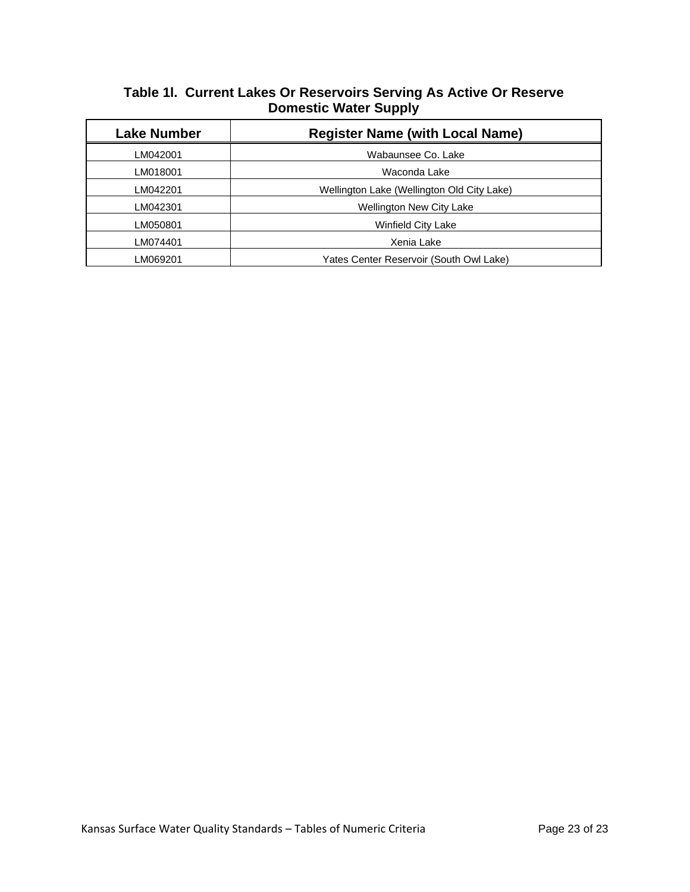**Table 1l. Current Lakes Or Reservoirs Serving As Active Or Reserve Domestic Water Supply**

| Lake Number | Register Name (with Local Name) |
|---|---|
| LM042001 | Wabaunsee Co. Lake |
| LM018001 | Waconda Lake |
| LM042201 | Wellington Lake (Wellington Old City Lake) |
| LM042301 | Wellington New City Lake |
| LM050801 | Winfield City Lake |
| LM074401 | Xenia Lake |
| LM069201 | Yates Center Reservoir (South Owl Lake) |